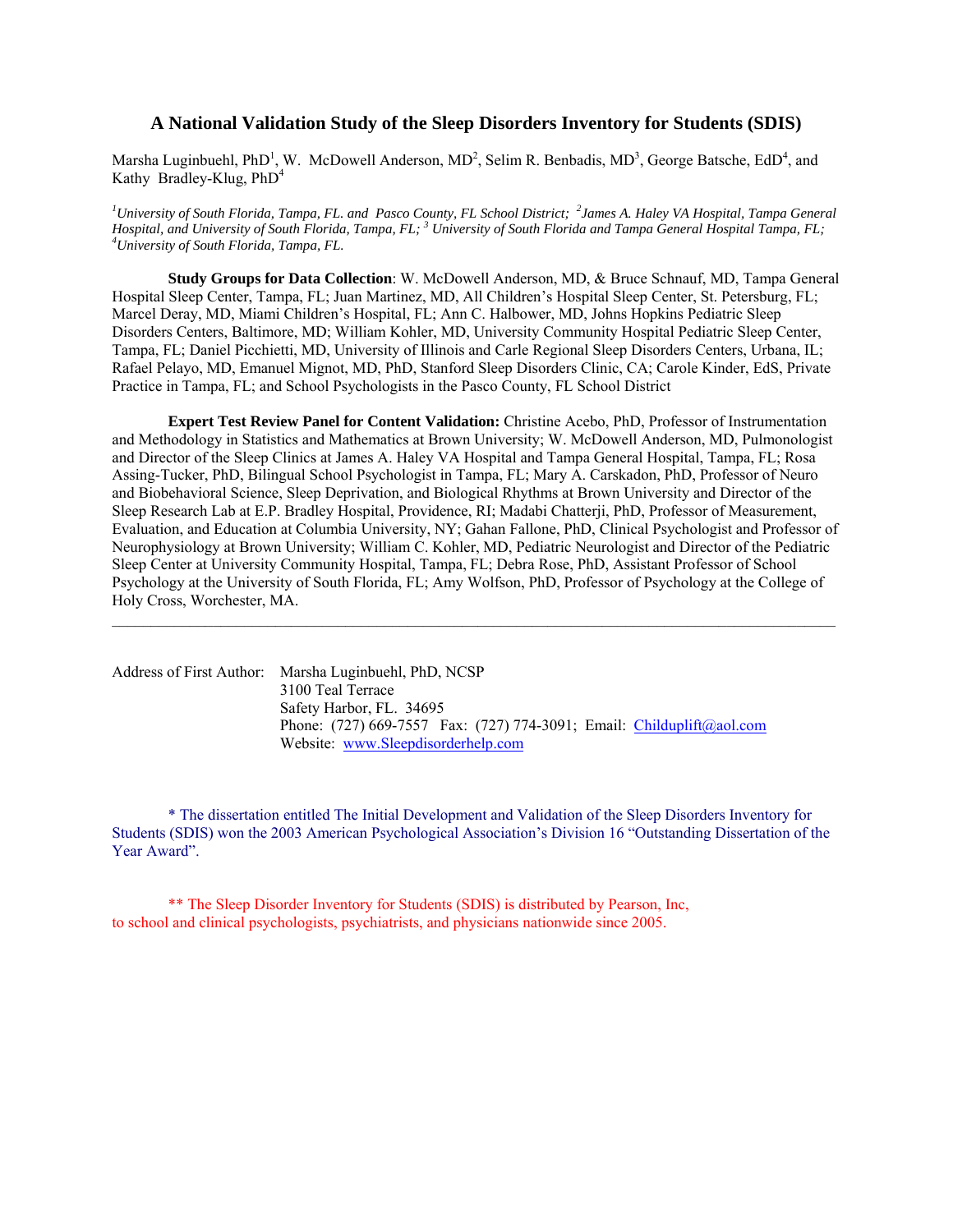# A National Validation Study of the Sleep Disorders Inventory for Students (SDIS)

Marsha Luginbuehl, PhD[1], W. McDowell Anderson, MD[2], Selim R. Benbadis, MD[3], George Batsche, EdD[4], and Kathy Bradley-Klug, PhD[4]

*[1]University of South Florida, Tampa, FL. and Pasco County, FL School District; [2]James A. Haley VA Hospital, Tampa General Hospital, and University of South Florida, Tampa, FL; [3] University of South Florida and Tampa General Hospital Tampa, FL; [4]University of South Florida, Tampa, FL.*

**Study Groups for Data Collection**: W. McDowell Anderson, MD, & Bruce Schnauf, MD, Tampa General Hospital Sleep Center, Tampa, FL; Juan Martinez, MD, All Children's Hospital Sleep Center, St. Petersburg, FL; Marcel Deray, MD, Miami Children's Hospital, FL; Ann C. Halbower, MD, Johns Hopkins Pediatric Sleep Disorders Centers, Baltimore, MD; William Kohler, MD, University Community Hospital Pediatric Sleep Center, Tampa, FL; Daniel Picchietti, MD, University of Illinois and Carle Regional Sleep Disorders Centers, Urbana, IL; Rafael Pelayo, MD, Emanuel Mignot, MD, PhD, Stanford Sleep Disorders Clinic, CA; Carole Kinder, EdS, Private Practice in Tampa, FL; and School Psychologists in the Pasco County, FL School District

**Expert Test Review Panel for Content Validation:** Christine Acebo, PhD, Professor of Instrumentation and Methodology in Statistics and Mathematics at Brown University; W. McDowell Anderson, MD, Pulmonologist and Director of the Sleep Clinics at James A. Haley VA Hospital and Tampa General Hospital, Tampa, FL; Rosa Assing-Tucker, PhD, Bilingual School Psychologist in Tampa, FL; Mary A. Carskadon, PhD, Professor of Neuro and Biobehavioral Science, Sleep Deprivation, and Biological Rhythms at Brown University and Director of the Sleep Research Lab at E.P. Bradley Hospital, Providence, RI; Madabi Chatterji, PhD, Professor of Measurement, Evaluation, and Education at Columbia University, NY; Gahan Fallone, PhD, Clinical Psychologist and Professor of Neurophysiology at Brown University; William C. Kohler, MD, Pediatric Neurologist and Director of the Pediatric Sleep Center at University Community Hospital, Tampa, FL; Debra Rose, PhD, Assistant Professor of School Psychology at the University of South Florida, FL; Amy Wolfson, PhD, Professor of Psychology at the College of Holy Cross, Worchester, MA.

---

Address of First Author: Marsha Luginbuehl, PhD, NCSP
3100 Teal Terrace
Safety Harbor, FL. 34695
Phone: (727) 669-7557 Fax: (727) 774-3091; Email: Childuplift@aol.com
Website: www.Sleepdisorderhelp.com

* The dissertation entitled The Initial Development and Validation of the Sleep Disorders Inventory for Students (SDIS) won the 2003 American Psychological Association's Division 16 "Outstanding Dissertation of the Year Award".

** The Sleep Disorder Inventory for Students (SDIS) is distributed by Pearson, Inc, to school and clinical psychologists, psychiatrists, and physicians nationwide since 2005.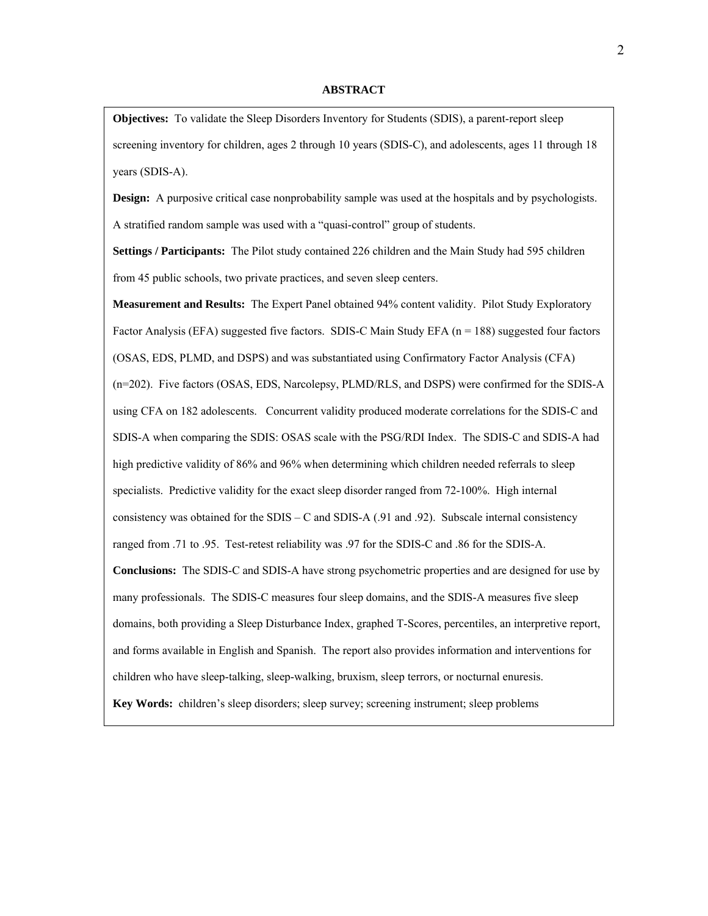## ABSTRACT

**Objectives:** To validate the Sleep Disorders Inventory for Students (SDIS), a parent-report sleep screening inventory for children, ages 2 through 10 years (SDIS-C), and adolescents, ages 11 through 18 years (SDIS-A).

**Design:** A purposive critical case nonprobability sample was used at the hospitals and by psychologists. A stratified random sample was used with a "quasi-control" group of students.

**Settings / Participants:** The Pilot study contained 226 children and the Main Study had 595 children from 45 public schools, two private practices, and seven sleep centers.

**Measurement and Results:** The Expert Panel obtained 94% content validity. Pilot Study Exploratory Factor Analysis (EFA) suggested five factors. SDIS-C Main Study EFA (n = 188) suggested four factors (OSAS, EDS, PLMD, and DSPS) and was substantiated using Confirmatory Factor Analysis (CFA) (n=202). Five factors (OSAS, EDS, Narcolepsy, PLMD/RLS, and DSPS) were confirmed for the SDIS-A using CFA on 182 adolescents. Concurrent validity produced moderate correlations for the SDIS-C and SDIS-A when comparing the SDIS: OSAS scale with the PSG/RDI Index. The SDIS-C and SDIS-A had high predictive validity of 86% and 96% when determining which children needed referrals to sleep specialists. Predictive validity for the exact sleep disorder ranged from 72-100%. High internal consistency was obtained for the SDIS – C and SDIS-A (.91 and .92). Subscale internal consistency ranged from .71 to .95. Test-retest reliability was .97 for the SDIS-C and .86 for the SDIS-A.

**Conclusions:** The SDIS-C and SDIS-A have strong psychometric properties and are designed for use by many professionals. The SDIS-C measures four sleep domains, and the SDIS-A measures five sleep domains, both providing a Sleep Disturbance Index, graphed T-Scores, percentiles, an interpretive report, and forms available in English and Spanish. The report also provides information and interventions for children who have sleep-talking, sleep-walking, bruxism, sleep terrors, or nocturnal enuresis.

**Key Words:** children's sleep disorders; sleep survey; screening instrument; sleep problems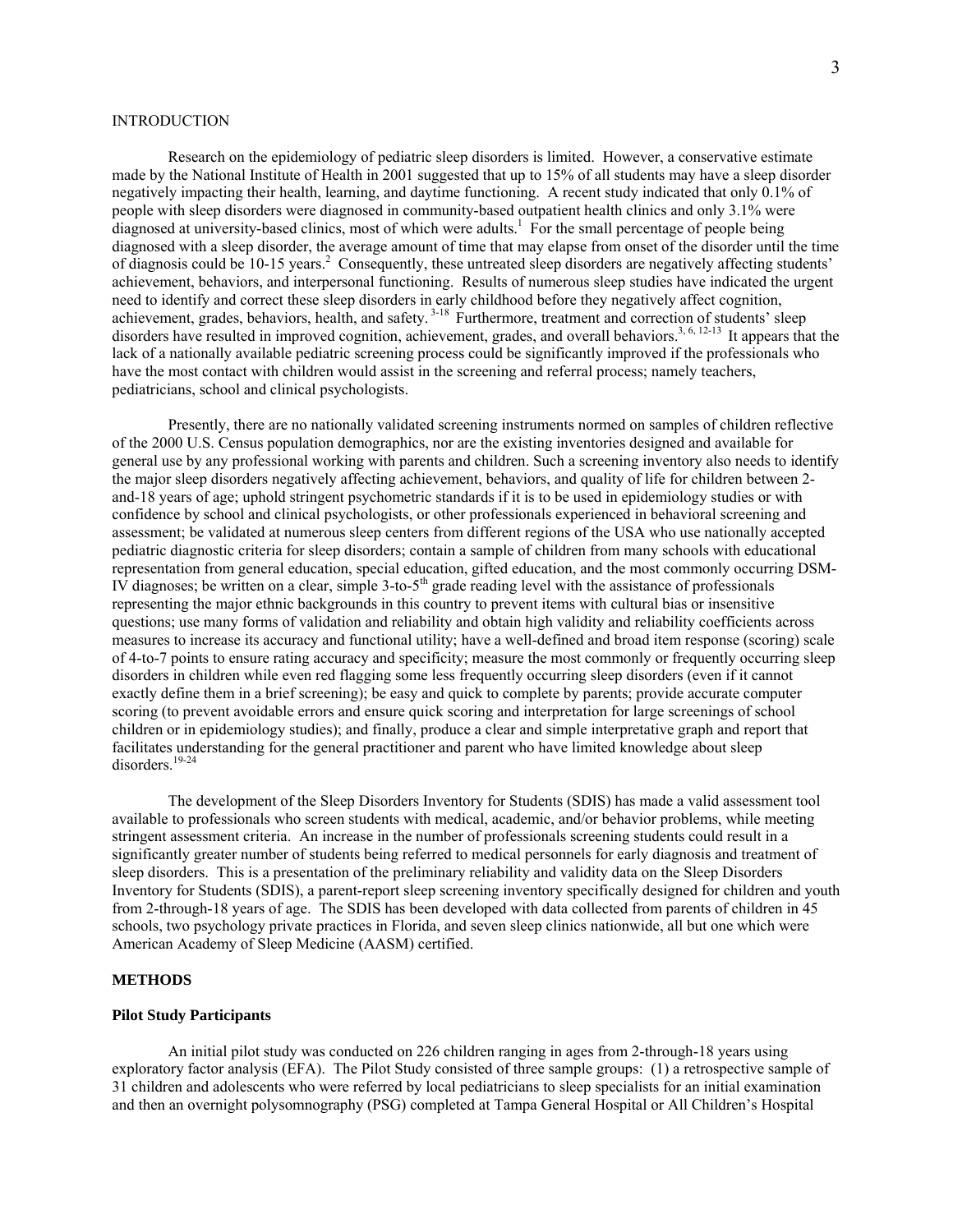INTRODUCTION

Research on the epidemiology of pediatric sleep disorders is limited. However, a conservative estimate made by the National Institute of Health in 2001 suggested that up to 15% of all students may have a sleep disorder negatively impacting their health, learning, and daytime functioning. A recent study indicated that only 0.1% of people with sleep disorders were diagnosed in community-based outpatient health clinics and only 3.1% were diagnosed at university-based clinics, most of which were adults.[1] For the small percentage of people being diagnosed with a sleep disorder, the average amount of time that may elapse from onset of the disorder until the time of diagnosis could be 10-15 years.[2] Consequently, these untreated sleep disorders are negatively affecting students' achievement, behaviors, and interpersonal functioning. Results of numerous sleep studies have indicated the urgent need to identify and correct these sleep disorders in early childhood before they negatively affect cognition, achievement, grades, behaviors, health, and safety.[3-18] Furthermore, treatment and correction of students' sleep disorders have resulted in improved cognition, achievement, grades, and overall behaviors.[3, 6, 12-13] It appears that the lack of a nationally available pediatric screening process could be significantly improved if the professionals who have the most contact with children would assist in the screening and referral process; namely teachers, pediatricians, school and clinical psychologists.

Presently, there are no nationally validated screening instruments normed on samples of children reflective of the 2000 U.S. Census population demographics, nor are the existing inventories designed and available for general use by any professional working with parents and children. Such a screening inventory also needs to identify the major sleep disorders negatively affecting achievement, behaviors, and quality of life for children between 2-and-18 years of age; uphold stringent psychometric standards if it is to be used in epidemiology studies or with confidence by school and clinical psychologists, or other professionals experienced in behavioral screening and assessment; be validated at numerous sleep centers from different regions of the USA who use nationally accepted pediatric diagnostic criteria for sleep disorders; contain a sample of children from many schools with educational representation from general education, special education, gifted education, and the most commonly occurring DSM-IV diagnoses; be written on a clear, simple 3-to-5th grade reading level with the assistance of professionals representing the major ethnic backgrounds in this country to prevent items with cultural bias or insensitive questions; use many forms of validation and reliability and obtain high validity and reliability coefficients across measures to increase its accuracy and functional utility; have a well-defined and broad item response (scoring) scale of 4-to-7 points to ensure rating accuracy and specificity; measure the most commonly or frequently occurring sleep disorders in children while even red flagging some less frequently occurring sleep disorders (even if it cannot exactly define them in a brief screening); be easy and quick to complete by parents; provide accurate computer scoring (to prevent avoidable errors and ensure quick scoring and interpretation for large screenings of school children or in epidemiology studies); and finally, produce a clear and simple interpretative graph and report that facilitates understanding for the general practitioner and parent who have limited knowledge about sleep disorders.[19-24]

The development of the Sleep Disorders Inventory for Students (SDIS) has made a valid assessment tool available to professionals who screen students with medical, academic, and/or behavior problems, while meeting stringent assessment criteria. An increase in the number of professionals screening students could result in a significantly greater number of students being referred to medical personnels for early diagnosis and treatment of sleep disorders. This is a presentation of the preliminary reliability and validity data on the Sleep Disorders Inventory for Students (SDIS), a parent-report sleep screening inventory specifically designed for children and youth from 2-through-18 years of age. The SDIS has been developed with data collected from parents of children in 45 schools, two psychology private practices in Florida, and seven sleep clinics nationwide, all but one which were American Academy of Sleep Medicine (AASM) certified.

## METHODS

### Pilot Study Participants

An initial pilot study was conducted on 226 children ranging in ages from 2-through-18 years using exploratory factor analysis (EFA). The Pilot Study consisted of three sample groups: (1) a retrospective sample of 31 children and adolescents who were referred by local pediatricians to sleep specialists for an initial examination and then an overnight polysomnography (PSG) completed at Tampa General Hospital or All Children's Hospital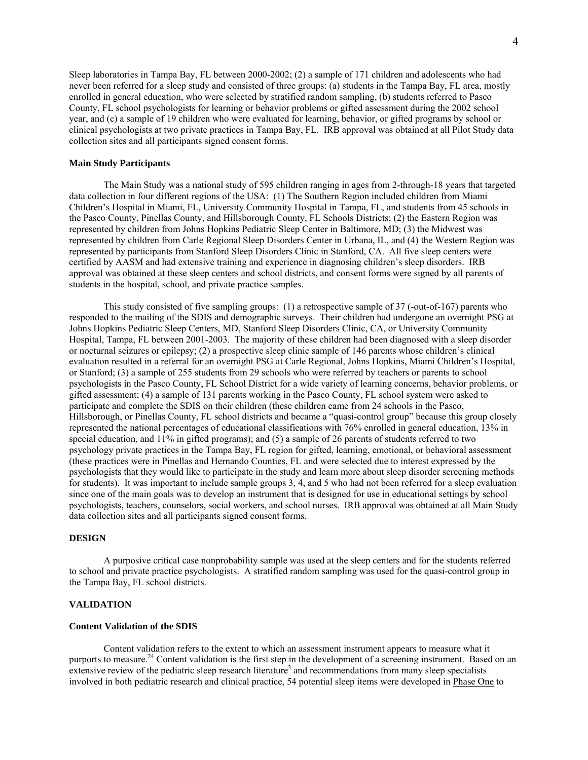Sleep laboratories in Tampa Bay, FL between 2000-2002; (2) a sample of 171 children and adolescents who had never been referred for a sleep study and consisted of three groups: (a) students in the Tampa Bay, FL area, mostly enrolled in general education, who were selected by stratified random sampling, (b) students referred to Pasco County, FL school psychologists for learning or behavior problems or gifted assessment during the 2002 school year, and (c) a sample of 19 children who were evaluated for learning, behavior, or gifted programs by school or clinical psychologists at two private practices in Tampa Bay, FL. IRB approval was obtained at all Pilot Study data collection sites and all participants signed consent forms.

### Main Study Participants

The Main Study was a national study of 595 children ranging in ages from 2-through-18 years that targeted data collection in four different regions of the USA: (1) The Southern Region included children from Miami Children's Hospital in Miami, FL, University Community Hospital in Tampa, FL, and students from 45 schools in the Pasco County, Pinellas County, and Hillsborough County, FL Schools Districts; (2) the Eastern Region was represented by children from Johns Hopkins Pediatric Sleep Center in Baltimore, MD; (3) the Midwest was represented by children from Carle Regional Sleep Disorders Center in Urbana, IL, and (4) the Western Region was represented by participants from Stanford Sleep Disorders Clinic in Stanford, CA. All five sleep centers were certified by AASM and had extensive training and experience in diagnosing children's sleep disorders. IRB approval was obtained at these sleep centers and school districts, and consent forms were signed by all parents of students in the hospital, school, and private practice samples.

This study consisted of five sampling groups: (1) a retrospective sample of 37 (-out-of-167) parents who responded to the mailing of the SDIS and demographic surveys. Their children had undergone an overnight PSG at Johns Hopkins Pediatric Sleep Centers, MD, Stanford Sleep Disorders Clinic, CA, or University Community Hospital, Tampa, FL between 2001-2003. The majority of these children had been diagnosed with a sleep disorder or nocturnal seizures or epilepsy; (2) a prospective sleep clinic sample of 146 parents whose children's clinical evaluation resulted in a referral for an overnight PSG at Carle Regional, Johns Hopkins, Miami Children's Hospital, or Stanford; (3) a sample of 255 students from 29 schools who were referred by teachers or parents to school psychologists in the Pasco County, FL School District for a wide variety of learning concerns, behavior problems, or gifted assessment; (4) a sample of 131 parents working in the Pasco County, FL school system were asked to participate and complete the SDIS on their children (these children came from 24 schools in the Pasco, Hillsborough, or Pinellas County, FL school districts and became a "quasi-control group" because this group closely represented the national percentages of educational classifications with 76% enrolled in general education, 13% in special education, and 11% in gifted programs); and (5) a sample of 26 parents of students referred to two psychology private practices in the Tampa Bay, FL region for gifted, learning, emotional, or behavioral assessment (these practices were in Pinellas and Hernando Counties, FL and were selected due to interest expressed by the psychologists that they would like to participate in the study and learn more about sleep disorder screening methods for students). It was important to include sample groups 3, 4, and 5 who had not been referred for a sleep evaluation since one of the main goals was to develop an instrument that is designed for use in educational settings by school psychologists, teachers, counselors, social workers, and school nurses. IRB approval was obtained at all Main Study data collection sites and all participants signed consent forms.

## DESIGN

A purposive critical case nonprobability sample was used at the sleep centers and for the students referred to school and private practice psychologists. A stratified random sampling was used for the quasi-control group in the Tampa Bay, FL school districts.

## VALIDATION

### Content Validation of the SDIS

Content validation refers to the extent to which an assessment instrument appears to measure what it purports to measure.[24] Content validation is the first step in the development of a screening instrument. Based on an extensive review of the pediatric sleep research literature[3] and recommendations from many sleep specialists involved in both pediatric research and clinical practice, 54 potential sleep items were developed in Phase One to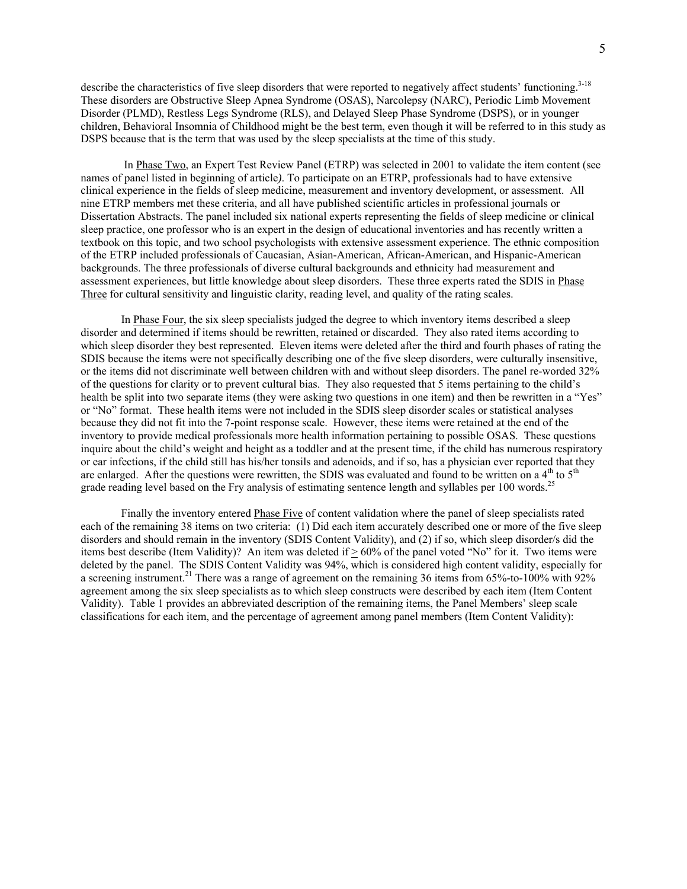describe the characteristics of five sleep disorders that were reported to negatively affect students' functioning.[3-18] These disorders are Obstructive Sleep Apnea Syndrome (OSAS), Narcolepsy (NARC), Periodic Limb Movement Disorder (PLMD), Restless Legs Syndrome (RLS), and Delayed Sleep Phase Syndrome (DSPS), or in younger children, Behavioral Insomnia of Childhood might be the best term, even though it will be referred to in this study as DSPS because that is the term that was used by the sleep specialists at the time of this study.

In Phase Two, an Expert Test Review Panel (ETRP) was selected in 2001 to validate the item content (see names of panel listed in beginning of article*)*. To participate on an ETRP, professionals had to have extensive clinical experience in the fields of sleep medicine, measurement and inventory development, or assessment. All nine ETRP members met these criteria, and all have published scientific articles in professional journals or Dissertation Abstracts. The panel included six national experts representing the fields of sleep medicine or clinical sleep practice, one professor who is an expert in the design of educational inventories and has recently written a textbook on this topic, and two school psychologists with extensive assessment experience. The ethnic composition of the ETRP included professionals of Caucasian, Asian-American, African-American, and Hispanic-American backgrounds. The three professionals of diverse cultural backgrounds and ethnicity had measurement and assessment experiences, but little knowledge about sleep disorders. These three experts rated the SDIS in Phase Three for cultural sensitivity and linguistic clarity, reading level, and quality of the rating scales.

In Phase Four, the six sleep specialists judged the degree to which inventory items described a sleep disorder and determined if items should be rewritten, retained or discarded. They also rated items according to which sleep disorder they best represented. Eleven items were deleted after the third and fourth phases of rating the SDIS because the items were not specifically describing one of the five sleep disorders, were culturally insensitive, or the items did not discriminate well between children with and without sleep disorders. The panel re-worded 32% of the questions for clarity or to prevent cultural bias. They also requested that 5 items pertaining to the child's health be split into two separate items (they were asking two questions in one item) and then be rewritten in a "Yes" or "No" format. These health items were not included in the SDIS sleep disorder scales or statistical analyses because they did not fit into the 7-point response scale. However, these items were retained at the end of the inventory to provide medical professionals more health information pertaining to possible OSAS. These questions inquire about the child's weight and height as a toddler and at the present time, if the child has numerous respiratory or ear infections, if the child still has his/her tonsils and adenoids, and if so, has a physician ever reported that they are enlarged. After the questions were rewritten, the SDIS was evaluated and found to be written on a 4th to 5th grade reading level based on the Fry analysis of estimating sentence length and syllables per 100 words.[25]

Finally the inventory entered Phase Five of content validation where the panel of sleep specialists rated each of the remaining 38 items on two criteria: (1) Did each item accurately described one or more of the five sleep disorders and should remain in the inventory (SDIS Content Validity), and (2) if so, which sleep disorder/s did the items best describe (Item Validity)? An item was deleted if $\geq$ 60% of the panel voted "No" for it. Two items were deleted by the panel. The SDIS Content Validity was 94%, which is considered high content validity, especially for a screening instrument.[21] There was a range of agreement on the remaining 36 items from 65%-to-100% with 92% agreement among the six sleep specialists as to which sleep constructs were described by each item (Item Content Validity). Table 1 provides an abbreviated description of the remaining items, the Panel Members' sleep scale classifications for each item, and the percentage of agreement among panel members (Item Content Validity):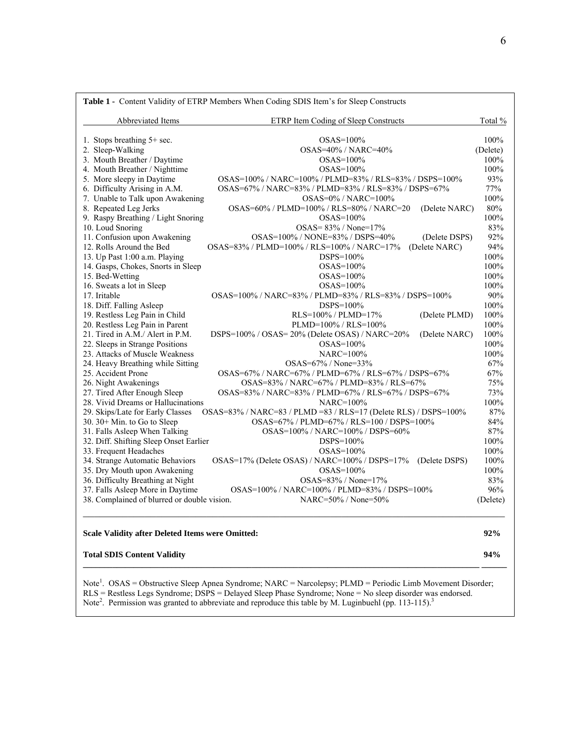**Table 1 -** Content Validity of ETRP Members When Coding SDIS Item's for Sleep Constructs

| Abbreviated Items | ETRP Item Coding of Sleep Constructs | Total % |
|---|---|---|
| 1. Stops breathing 5+ sec. | OSAS=100% | 100% |
| 2. Sleep-Walking | OSAS=40% / NARC=40% | (Delete) |
| 3. Mouth Breather / Daytime | OSAS=100% | 100% |
| 4. Mouth Breather / Nighttime | OSAS=100% | 100% |
| 5. More sleepy in Daytime | OSAS=100% / NARC=100% / PLMD=83% / RLS=83% / DSPS=100% | 93% |
| 6. Difficulty Arising in A.M. | OSAS=67% / NARC=83% / PLMD=83% / RLS=83% / DSPS=67% | 77% |
| 7. Unable to Talk upon Awakening | OSAS=0% / NARC=100% | 100% |
| 8. Repeated Leg Jerks | OSAS=60% / PLMD=100% / RLS=80% / NARC=20 (Delete NARC) | 80% |
| 9. Raspy Breathing / Light Snoring | OSAS=100% | 100% |
| 10. Loud Snoring | OSAS= 83% / None=17% | 83% |
| 11. Confusion upon Awakening | OSAS=100% / NONE=83% / DSPS=40% (Delete DSPS) | 92% |
| 12. Rolls Around the Bed | OSAS=83% / PLMD=100% / RLS=100% / NARC=17% (Delete NARC) | 94% |
| 13. Up Past 1:00 a.m. Playing | DSPS=100% | 100% |
| 14. Gasps, Chokes, Snorts in Sleep | OSAS=100% | 100% |
| 15. Bed-Wetting | OSAS=100% | 100% |
| 16. Sweats a lot in Sleep | OSAS=100% | 100% |
| 17. Iritable | OSAS=100% / NARC=83% / PLMD=83% / RLS=83% / DSPS=100% | 90% |
| 18. Diff. Falling Asleep | DSPS=100% | 100% |
| 19. Restless Leg Pain in Child | RLS=100% / PLMD=17% (Delete PLMD) | 100% |
| 20. Restless Leg Pain in Parent | PLMD=100% / RLS=100% | 100% |
| 21. Tired in A.M./ Alert in P.M. | DSPS=100% / OSAS= 20% (Delete OSAS) / NARC=20% (Delete NARC) | 100% |
| 22. Sleeps in Strange Positions | OSAS=100% | 100% |
| 23. Attacks of Muscle Weakness | NARC=100% | 100% |
| 24. Heavy Breathing while Sitting | OSAS=67% / None=33% | 67% |
| 25. Accident Prone | OSAS=67% / NARC=67% / PLMD=67% / RLS=67% / DSPS=67% | 67% |
| 26. Night Awakenings | OSAS=83% / NARC=67% / PLMD=83% / RLS=67% | 75% |
| 27. Tired After Enough Sleep | OSAS=83% / NARC=83% / PLMD=67% / RLS=67% / DSPS=67% | 73% |
| 28. Vivid Dreams or Hallucinations | NARC=100% | 100% |
| 29. Skips/Late for Early Classes | OSAS=83% / NARC=83 / PLMD =83 / RLS=17 (Delete RLS) / DSPS=100% | 87% |
| 30. 30+ Min. to Go to Sleep | OSAS=67% / PLMD=67% / RLS=100 / DSPS=100% | 84% |
| 31. Falls Asleep When Talking | OSAS=100% / NARC=100% / DSPS=60% | 87% |
| 32. Diff. Shifting Sleep Onset Earlier | DSPS=100% | 100% |
| 33. Frequent Headaches | OSAS=100% | 100% |
| 34. Strange Automatic Behaviors | OSAS=17% (Delete OSAS) / NARC=100% / DSPS=17% (Delete DSPS) | 100% |
| 35. Dry Mouth upon Awakening | OSAS=100% | 100% |
| 36. Difficulty Breathing at Night | OSAS=83% / None=17% | 83% |
| 37. Falls Asleep More in Daytime | OSAS=100% / NARC=100% / PLMD=83% / DSPS=100% | 96% |
| 38. Complained of blurred or double vision. | NARC=50% / None=50% | (Delete) |
| **Scale Validity after Deleted Items were Omitted:** | | **92%** |
| **Total SDIS Content Validity** | | **94%** |

Note[1]. OSAS = Obstructive Sleep Apnea Syndrome; NARC = Narcolepsy; PLMD = Periodic Limb Movement Disorder; RLS = Restless Legs Syndrome; DSPS = Delayed Sleep Phase Syndrome; None = No sleep disorder was endorsed.
Note[2]. Permission was granted to abbreviate and reproduce this table by M. Luginbuehl (pp. 113-115).[3]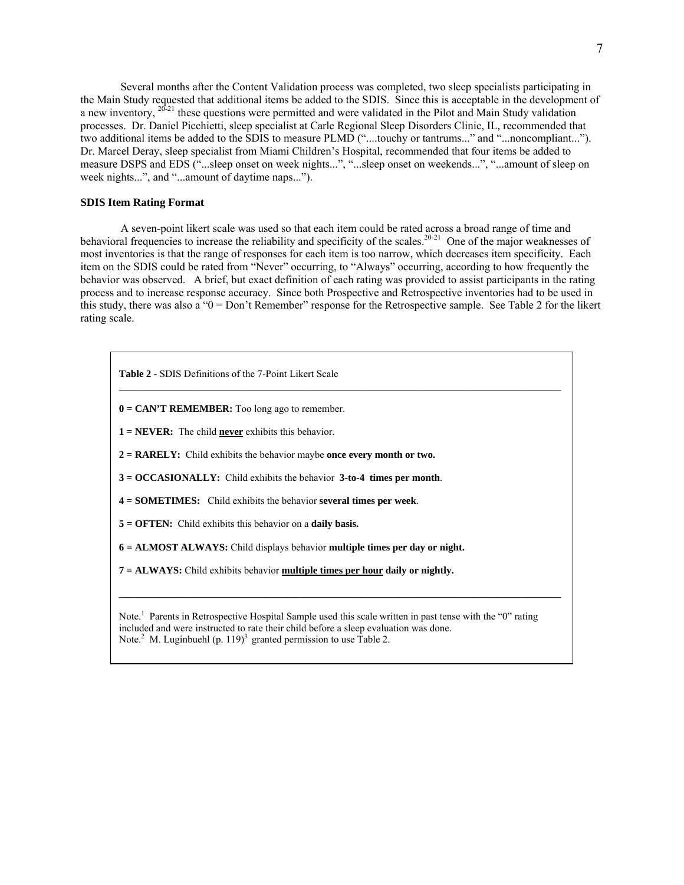Several months after the Content Validation process was completed, two sleep specialists participating in the Main Study requested that additional items be added to the SDIS. Since this is acceptable in the development of a new inventory, [20-21] these questions were permitted and were validated in the Pilot and Main Study validation processes. Dr. Daniel Picchietti, sleep specialist at Carle Regional Sleep Disorders Clinic, IL, recommended that two additional items be added to the SDIS to measure PLMD ("....touchy or tantrums..." and "...noncompliant..."). Dr. Marcel Deray, sleep specialist from Miami Children's Hospital, recommended that four items be added to measure DSPS and EDS ("...sleep onset on week nights...", "...sleep onset on weekends...", "...amount of sleep on week nights...", and "...amount of daytime naps...").

### SDIS Item Rating Format

A seven-point likert scale was used so that each item could be rated across a broad range of time and behavioral frequencies to increase the reliability and specificity of the scales.[20-21] One of the major weaknesses of most inventories is that the range of responses for each item is too narrow, which decreases item specificity. Each item on the SDIS could be rated from "Never" occurring, to "Always" occurring, according to how frequently the behavior was observed. A brief, but exact definition of each rating was provided to assist participants in the rating process and to increase response accuracy. Since both Prospective and Retrospective inventories had to be used in this study, there was also a "0 = Don't Remember" response for the Retrospective sample. See Table 2 for the likert rating scale.

**Table 2** - SDIS Definitions of the 7-Point Likert Scale

**0 = CAN'T REMEMBER:** Too long ago to remember.

**1 = NEVER:** The child **never** exhibits this behavior.

**2 = RARELY:** Child exhibits the behavior maybe **once every month or two.**

**3 = OCCASIONALLY:** Child exhibits the behavior **3-to-4 times per month**.

**4 = SOMETIMES:** Child exhibits the behavior **several times per week**.

**5 = OFTEN:** Child exhibits this behavior on a **daily basis.**

**6 = ALMOST ALWAYS:** Child displays behavior **multiple times per day or night.**

**7 = ALWAYS:** Child exhibits behavior **multiple times per hour daily or nightly.**

Note.[1] Parents in Retrospective Hospital Sample used this scale written in past tense with the "0" rating included and were instructed to rate their child before a sleep evaluation was done.
Note.[2] M. Luginbuehl (p. 119)[3] granted permission to use Table 2.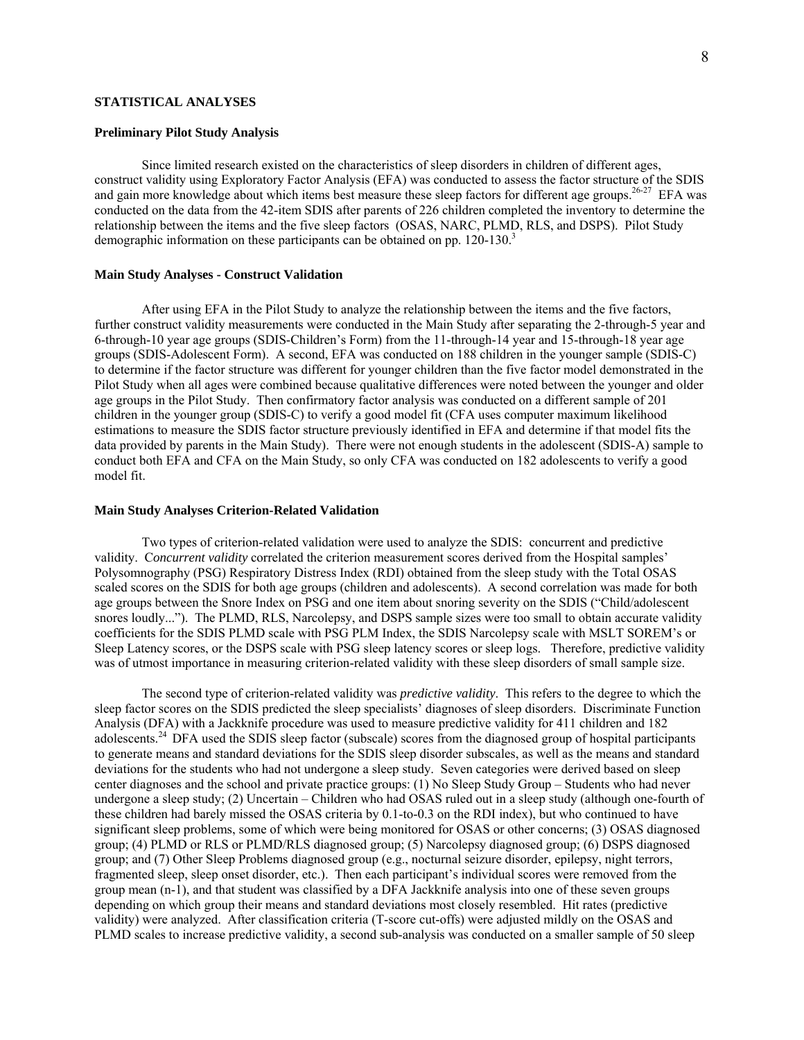## STATISTICAL ANALYSES

### Preliminary Pilot Study Analysis

Since limited research existed on the characteristics of sleep disorders in children of different ages, construct validity using Exploratory Factor Analysis (EFA) was conducted to assess the factor structure of the SDIS and gain more knowledge about which items best measure these sleep factors for different age groups.[26-27] EFA was conducted on the data from the 42-item SDIS after parents of 226 children completed the inventory to determine the relationship between the items and the five sleep factors (OSAS, NARC, PLMD, RLS, and DSPS). Pilot Study demographic information on these participants can be obtained on pp. 120-130.[3]

### Main Study Analyses - Construct Validation

After using EFA in the Pilot Study to analyze the relationship between the items and the five factors, further construct validity measurements were conducted in the Main Study after separating the 2-through-5 year and 6-through-10 year age groups (SDIS-Children's Form) from the 11-through-14 year and 15-through-18 year age groups (SDIS-Adolescent Form). A second, EFA was conducted on 188 children in the younger sample (SDIS-C) to determine if the factor structure was different for younger children than the five factor model demonstrated in the Pilot Study when all ages were combined because qualitative differences were noted between the younger and older age groups in the Pilot Study. Then confirmatory factor analysis was conducted on a different sample of 201 children in the younger group (SDIS-C) to verify a good model fit (CFA uses computer maximum likelihood estimations to measure the SDIS factor structure previously identified in EFA and determine if that model fits the data provided by parents in the Main Study). There were not enough students in the adolescent (SDIS-A) sample to conduct both EFA and CFA on the Main Study, so only CFA was conducted on 182 adolescents to verify a good model fit.

### Main Study Analyses Criterion-Related Validation

Two types of criterion-related validation were used to analyze the SDIS: concurrent and predictive validity. *Concurrent validity* correlated the criterion measurement scores derived from the Hospital samples' Polysomnography (PSG) Respiratory Distress Index (RDI) obtained from the sleep study with the Total OSAS scaled scores on the SDIS for both age groups (children and adolescents). A second correlation was made for both age groups between the Snore Index on PSG and one item about snoring severity on the SDIS ("Child/adolescent snores loudly..."). The PLMD, RLS, Narcolepsy, and DSPS sample sizes were too small to obtain accurate validity coefficients for the SDIS PLMD scale with PSG PLM Index, the SDIS Narcolepsy scale with MSLT SOREM's or Sleep Latency scores, or the DSPS scale with PSG sleep latency scores or sleep logs. Therefore, predictive validity was of utmost importance in measuring criterion-related validity with these sleep disorders of small sample size.

The second type of criterion-related validity was *predictive validity*. This refers to the degree to which the sleep factor scores on the SDIS predicted the sleep specialists' diagnoses of sleep disorders. Discriminate Function Analysis (DFA) with a Jackknife procedure was used to measure predictive validity for 411 children and 182 adolescents.[24] DFA used the SDIS sleep factor (subscale) scores from the diagnosed group of hospital participants to generate means and standard deviations for the SDIS sleep disorder subscales, as well as the means and standard deviations for the students who had not undergone a sleep study. Seven categories were derived based on sleep center diagnoses and the school and private practice groups: (1) No Sleep Study Group – Students who had never undergone a sleep study; (2) Uncertain – Children who had OSAS ruled out in a sleep study (although one-fourth of these children had barely missed the OSAS criteria by 0.1-to-0.3 on the RDI index), but who continued to have significant sleep problems, some of which were being monitored for OSAS or other concerns; (3) OSAS diagnosed group; (4) PLMD or RLS or PLMD/RLS diagnosed group; (5) Narcolepsy diagnosed group; (6) DSPS diagnosed group; and (7) Other Sleep Problems diagnosed group (e.g., nocturnal seizure disorder, epilepsy, night terrors, fragmented sleep, sleep onset disorder, etc.). Then each participant's individual scores were removed from the group mean (n-1), and that student was classified by a DFA Jackknife analysis into one of these seven groups depending on which group their means and standard deviations most closely resembled. Hit rates (predictive validity) were analyzed. After classification criteria (T-score cut-offs) were adjusted mildly on the OSAS and PLMD scales to increase predictive validity, a second sub-analysis was conducted on a smaller sample of 50 sleep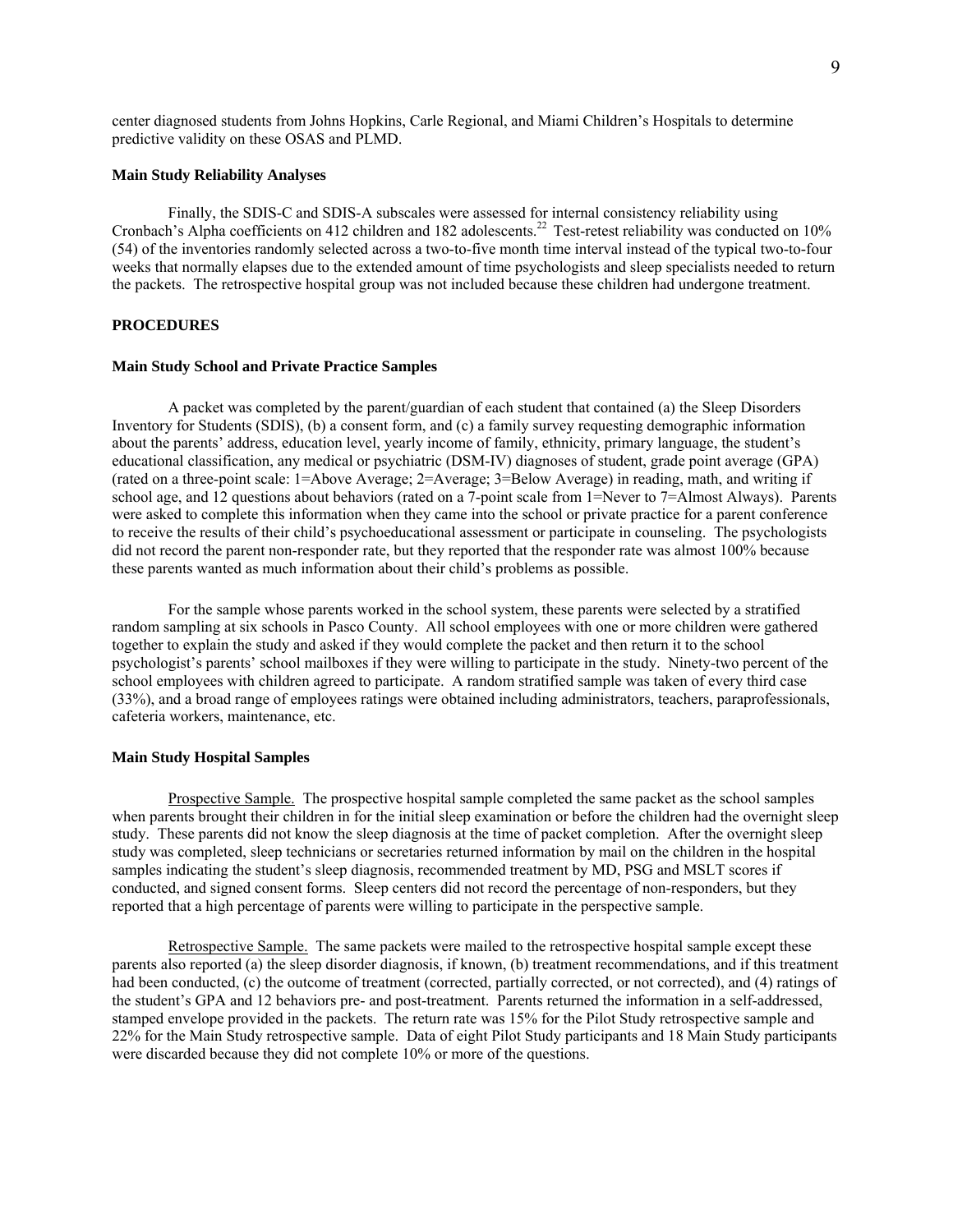center diagnosed students from Johns Hopkins, Carle Regional, and Miami Children's Hospitals to determine predictive validity on these OSAS and PLMD.

### Main Study Reliability Analyses

Finally, the SDIS-C and SDIS-A subscales were assessed for internal consistency reliability using Cronbach's Alpha coefficients on 412 children and 182 adolescents.[22] Test-retest reliability was conducted on 10% (54) of the inventories randomly selected across a two-to-five month time interval instead of the typical two-to-four weeks that normally elapses due to the extended amount of time psychologists and sleep specialists needed to return the packets. The retrospective hospital group was not included because these children had undergone treatment.

## PROCEDURES

### Main Study School and Private Practice Samples

A packet was completed by the parent/guardian of each student that contained (a) the Sleep Disorders Inventory for Students (SDIS), (b) a consent form, and (c) a family survey requesting demographic information about the parents' address, education level, yearly income of family, ethnicity, primary language, the student's educational classification, any medical or psychiatric (DSM-IV) diagnoses of student, grade point average (GPA) (rated on a three-point scale: 1=Above Average; 2=Average; 3=Below Average) in reading, math, and writing if school age, and 12 questions about behaviors (rated on a 7-point scale from 1=Never to 7=Almost Always). Parents were asked to complete this information when they came into the school or private practice for a parent conference to receive the results of their child's psychoeducational assessment or participate in counseling. The psychologists did not record the parent non-responder rate, but they reported that the responder rate was almost 100% because these parents wanted as much information about their child's problems as possible.

For the sample whose parents worked in the school system, these parents were selected by a stratified random sampling at six schools in Pasco County. All school employees with one or more children were gathered together to explain the study and asked if they would complete the packet and then return it to the school psychologist's parents' school mailboxes if they were willing to participate in the study. Ninety-two percent of the school employees with children agreed to participate. A random stratified sample was taken of every third case (33%), and a broad range of employees ratings were obtained including administrators, teachers, paraprofessionals, cafeteria workers, maintenance, etc.

### Main Study Hospital Samples

Prospective Sample. The prospective hospital sample completed the same packet as the school samples when parents brought their children in for the initial sleep examination or before the children had the overnight sleep study. These parents did not know the sleep diagnosis at the time of packet completion. After the overnight sleep study was completed, sleep technicians or secretaries returned information by mail on the children in the hospital samples indicating the student's sleep diagnosis, recommended treatment by MD, PSG and MSLT scores if conducted, and signed consent forms. Sleep centers did not record the percentage of non-responders, but they reported that a high percentage of parents were willing to participate in the perspective sample.

Retrospective Sample. The same packets were mailed to the retrospective hospital sample except these parents also reported (a) the sleep disorder diagnosis, if known, (b) treatment recommendations, and if this treatment had been conducted, (c) the outcome of treatment (corrected, partially corrected, or not corrected), and (4) ratings of the student's GPA and 12 behaviors pre- and post-treatment. Parents returned the information in a self-addressed, stamped envelope provided in the packets. The return rate was 15% for the Pilot Study retrospective sample and 22% for the Main Study retrospective sample. Data of eight Pilot Study participants and 18 Main Study participants were discarded because they did not complete 10% or more of the questions.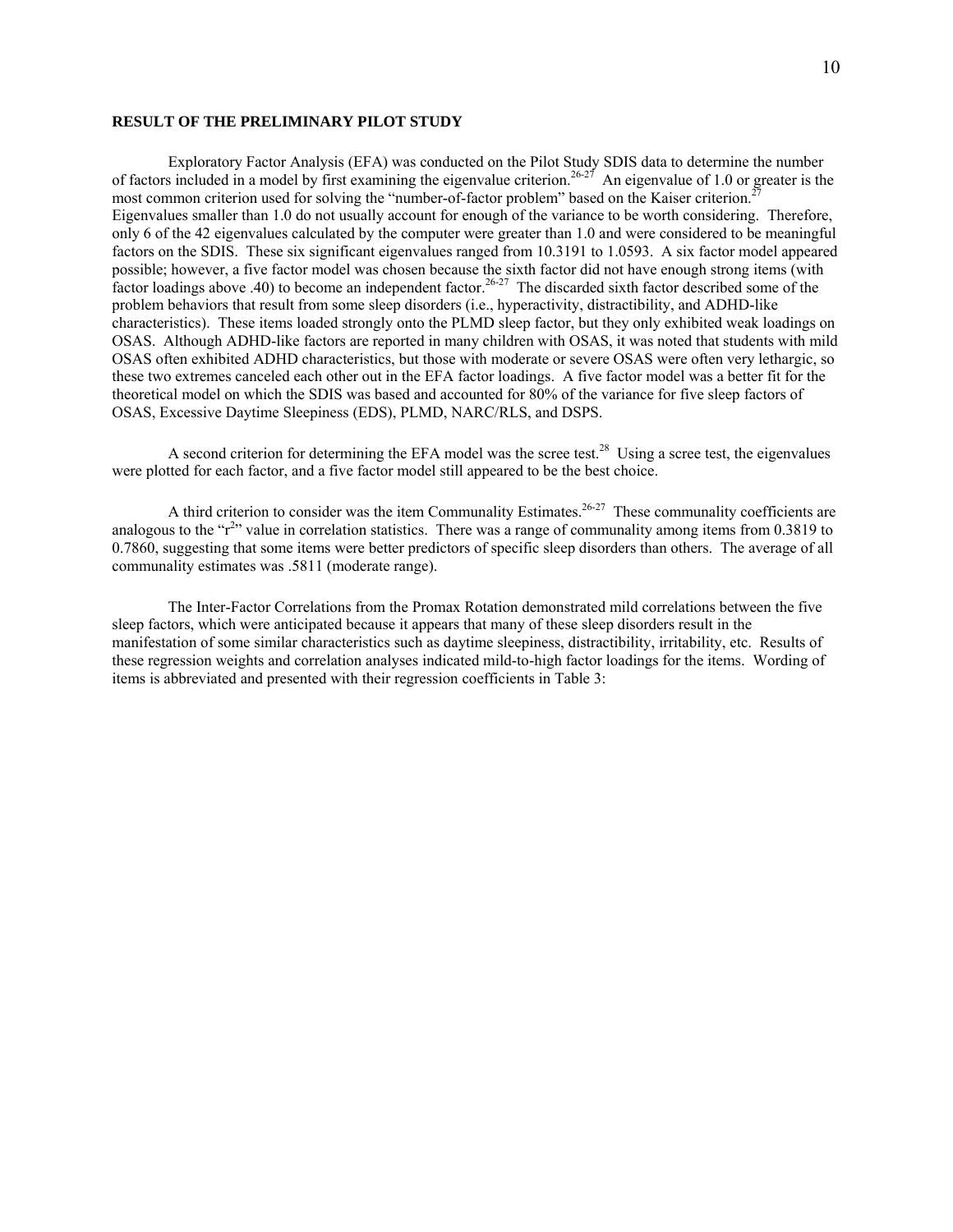**RESULT OF THE PRELIMINARY PILOT STUDY**

Exploratory Factor Analysis (EFA) was conducted on the Pilot Study SDIS data to determine the number of factors included in a model by first examining the eigenvalue criterion.[26-27] An eigenvalue of 1.0 or greater is the most common criterion used for solving the "number-of-factor problem" based on the Kaiser criterion.[27] Eigenvalues smaller than 1.0 do not usually account for enough of the variance to be worth considering. Therefore, only 6 of the 42 eigenvalues calculated by the computer were greater than 1.0 and were considered to be meaningful factors on the SDIS. These six significant eigenvalues ranged from 10.3191 to 1.0593. A six factor model appeared possible; however, a five factor model was chosen because the sixth factor did not have enough strong items (with factor loadings above .40) to become an independent factor.[26-27] The discarded sixth factor described some of the problem behaviors that result from some sleep disorders (i.e., hyperactivity, distractibility, and ADHD-like characteristics). These items loaded strongly onto the PLMD sleep factor, but they only exhibited weak loadings on OSAS. Although ADHD-like factors are reported in many children with OSAS, it was noted that students with mild OSAS often exhibited ADHD characteristics, but those with moderate or severe OSAS were often very lethargic, so these two extremes canceled each other out in the EFA factor loadings. A five factor model was a better fit for the theoretical model on which the SDIS was based and accounted for 80% of the variance for five sleep factors of OSAS, Excessive Daytime Sleepiness (EDS), PLMD, NARC/RLS, and DSPS.

A second criterion for determining the EFA model was the scree test.[28] Using a scree test, the eigenvalues were plotted for each factor, and a five factor model still appeared to be the best choice.

A third criterion to consider was the item Communality Estimates.[26-27] These communality coefficients are analogous to the "$r^2$" value in correlation statistics. There was a range of communality among items from 0.3819 to 0.7860, suggesting that some items were better predictors of specific sleep disorders than others. The average of all communality estimates was .5811 (moderate range).

The Inter-Factor Correlations from the Promax Rotation demonstrated mild correlations between the five sleep factors, which were anticipated because it appears that many of these sleep disorders result in the manifestation of some similar characteristics such as daytime sleepiness, distractibility, irritability, etc. Results of these regression weights and correlation analyses indicated mild-to-high factor loadings for the items. Wording of items is abbreviated and presented with their regression coefficients in Table 3: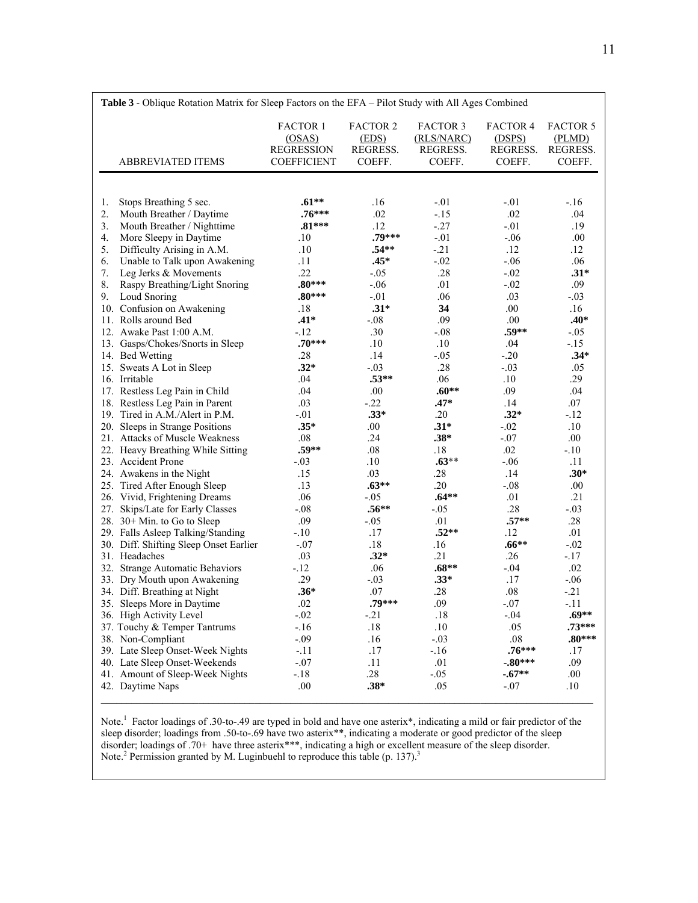**Table 3** - Oblique Rotation Matrix for Sleep Factors on the EFA – Pilot Study with All Ages Combined

| ABBREVIATED ITEMS | FACTOR 1 (OSAS) REGRESSION COEFFICIENT | FACTOR 2 (EDS) REGRESS. COEFF. | FACTOR 3 (RLS/NARC) REGRESS. COEFF. | FACTOR 4 (DSPS) REGRESS. COEFF. | FACTOR 5 (PLMD) REGRESS. COEFF. |
|---|---|---|---|---|---|
| 1. Stops Breathing 5 sec. | **.61\*\*** | .16 | -.01 | -.01 | -.16 |
| 2. Mouth Breather / Daytime | **.76\*\*\*** | .02 | -.15 | .02 | .04 |
| 3. Mouth Breather / Nighttime | **.81\*\*\*** | .12 | -.27 | -.01 | .19 |
| 4. More Sleepy in Daytime | .10 | **.79\*\*\*** | -.01 | -.06 | .00 |
| 5. Difficulty Arising in A.M. | .10 | **.54\*\*** | -.21 | .12 | .12 |
| 6. Unable to Talk upon Awakening | .11 | **.45\*** | -.02 | -.06 | .06 |
| 7. Leg Jerks & Movements | .22 | -.05 | .28 | -.02 | **.31\*** |
| 8. Raspy Breathing/Light Snoring | **.80\*\*\*** | -.06 | .01 | -.02 | .09 |
| 9. Loud Snoring | **.80\*\*\*** | -.01 | .06 | .03 | -.03 |
| 10. Confusion on Awakening | .18 | **.31\*** | **34** | .00 | .16 |
| 11. Rolls around Bed | **.41\*** | -.08 | .09 | .00 | **.40\*** |
| 12. Awake Past 1:00 A.M. | -.12 | .30 | -.08 | **.59\*\*** | -.05 |
| 13. Gasps/Chokes/Snorts in Sleep | **.70\*\*\*** | .10 | .10 | .04 | -.15 |
| 14. Bed Wetting | .28 | .14 | -.05 | -.20 | **.34\*** |
| 15. Sweats A Lot in Sleep | **.32\*** | -.03 | .28 | -.03 | .05 |
| 16. Irritable | .04 | **.53\*\*** | .06 | .10 | .29 |
| 17. Restless Leg Pain in Child | .04 | .00 | **.60\*\*** | .09 | .04 |
| 18. Restless Leg Pain in Parent | .03 | -.22 | **.47\*** | .14 | .07 |
| 19. Tired in A.M./Alert in P.M. | -.01 | **.33\*** | .20 | **.32\*** | -.12 |
| 20. Sleeps in Strange Positions | **.35\*** | .00 | **.31\*** | -.02 | .10 |
| 21. Attacks of Muscle Weakness | .08 | .24 | **.38\*** | -.07 | .00 |
| 22. Heavy Breathing While Sitting | **.59\*\*** | .08 | .18 | .02 | -.10 |
| 23. Accident Prone | -.03 | .10 | **.63**\*\* | -.06 | .11 |
| 24. Awakens in the Night | .15 | .03 | .28 | .14 | **.30\*** |
| 25. Tired After Enough Sleep | .13 | **.63\*\*** | .20 | -.08 | .00 |
| 26. Vivid, Frightening Dreams | .06 | -.05 | **.64\*\*** | .01 | .21 |
| 27. Skips/Late for Early Classes | -.08 | **.56\*\*** | -.05 | .28 | -.03 |
| 28. 30+ Min. to Go to Sleep | .09 | -.05 | .01 | **.57\*\*** | .28 |
| 29. Falls Asleep Talking/Standing | -.10 | .17 | **.52\*\*** | .12 | .01 |
| 30. Diff. Shifting Sleep Onset Earlier | -.07 | .18 | .16 | **.66\*\*** | -.02 |
| 31. Headaches | .03 | **.32\*** | .21 | .26 | -.17 |
| 32. Strange Automatic Behaviors | -.12 | .06 | **.68\*\*** | -.04 | .02 |
| 33. Dry Mouth upon Awakening | .29 | -.03 | **.33\*** | .17 | -.06 |
| 34. Diff. Breathing at Night | **.36\*** | .07 | .28 | .08 | -.21 |
| 35. Sleeps More in Daytime | .02 | **.79\*\*\*** | .09 | -.07 | -.11 |
| 36. High Activity Level | -.02 | -.21 | .18 | -.04 | **.69\*\*** |
| 37. Touchy & Temper Tantrums | -.16 | .18 | .10 | .05 | **.73\*\*\*** |
| 38. Non-Compliant | -.09 | .16 | -.03 | .08 | **.80\*\*\*** |
| 39. Late Sleep Onset-Week Nights | -.11 | .17 | -.16 | **.76\*\*\*** | .17 |
| 40. Late Sleep Onset-Weekends | -.07 | .11 | .01 | **-.80\*\*\*** | .09 |
| 41. Amount of Sleep-Week Nights | -.18 | .28 | -.05 | **-.67\*\*** | .00 |
| 42. Daytime Naps | .00 | **.38\*** | .05 | -.07 | .10 |

Note.[1] Factor loadings of .30-to-.49 are typed in bold and have one asterix*, indicating a mild or fair predictor of the sleep disorder; loadings from .50-to-.69 have two asterix**, indicating a moderate or good predictor of the sleep disorder; loadings of .70+ have three asterix***, indicating a high or excellent measure of the sleep disorder.
Note.[2] Permission granted by M. Luginbuehl to reproduce this table (p. 137).[3]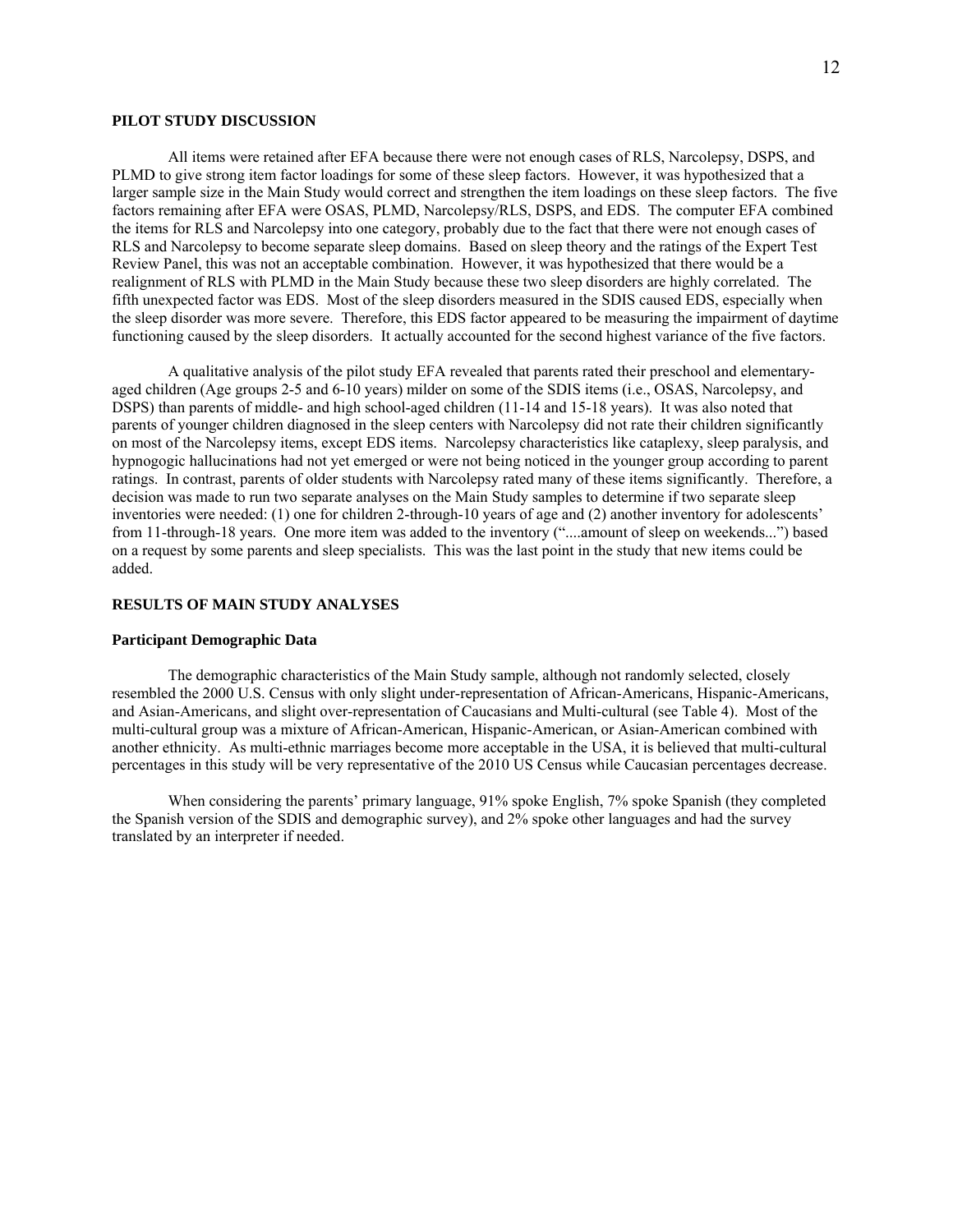## PILOT STUDY DISCUSSION

All items were retained after EFA because there were not enough cases of RLS, Narcolepsy, DSPS, and PLMD to give strong item factor loadings for some of these sleep factors. However, it was hypothesized that a larger sample size in the Main Study would correct and strengthen the item loadings on these sleep factors. The five factors remaining after EFA were OSAS, PLMD, Narcolepsy/RLS, DSPS, and EDS. The computer EFA combined the items for RLS and Narcolepsy into one category, probably due to the fact that there were not enough cases of RLS and Narcolepsy to become separate sleep domains. Based on sleep theory and the ratings of the Expert Test Review Panel, this was not an acceptable combination. However, it was hypothesized that there would be a realignment of RLS with PLMD in the Main Study because these two sleep disorders are highly correlated. The fifth unexpected factor was EDS. Most of the sleep disorders measured in the SDIS caused EDS, especially when the sleep disorder was more severe. Therefore, this EDS factor appeared to be measuring the impairment of daytime functioning caused by the sleep disorders. It actually accounted for the second highest variance of the five factors.

A qualitative analysis of the pilot study EFA revealed that parents rated their preschool and elementary-aged children (Age groups 2-5 and 6-10 years) milder on some of the SDIS items (i.e., OSAS, Narcolepsy, and DSPS) than parents of middle- and high school-aged children (11-14 and 15-18 years). It was also noted that parents of younger children diagnosed in the sleep centers with Narcolepsy did not rate their children significantly on most of the Narcolepsy items, except EDS items. Narcolepsy characteristics like cataplexy, sleep paralysis, and hypnogogic hallucinations had not yet emerged or were not being noticed in the younger group according to parent ratings. In contrast, parents of older students with Narcolepsy rated many of these items significantly. Therefore, a decision was made to run two separate analyses on the Main Study samples to determine if two separate sleep inventories were needed: (1) one for children 2-through-10 years of age and (2) another inventory for adolescents' from 11-through-18 years. One more item was added to the inventory ("....amount of sleep on weekends...") based on a request by some parents and sleep specialists. This was the last point in the study that new items could be added.

## RESULTS OF MAIN STUDY ANALYSES

### Participant Demographic Data

The demographic characteristics of the Main Study sample, although not randomly selected, closely resembled the 2000 U.S. Census with only slight under-representation of African-Americans, Hispanic-Americans, and Asian-Americans, and slight over-representation of Caucasians and Multi-cultural (see Table 4). Most of the multi-cultural group was a mixture of African-American, Hispanic-American, or Asian-American combined with another ethnicity. As multi-ethnic marriages become more acceptable in the USA, it is believed that multi-cultural percentages in this study will be very representative of the 2010 US Census while Caucasian percentages decrease.

When considering the parents' primary language, 91% spoke English, 7% spoke Spanish (they completed the Spanish version of the SDIS and demographic survey), and 2% spoke other languages and had the survey translated by an interpreter if needed.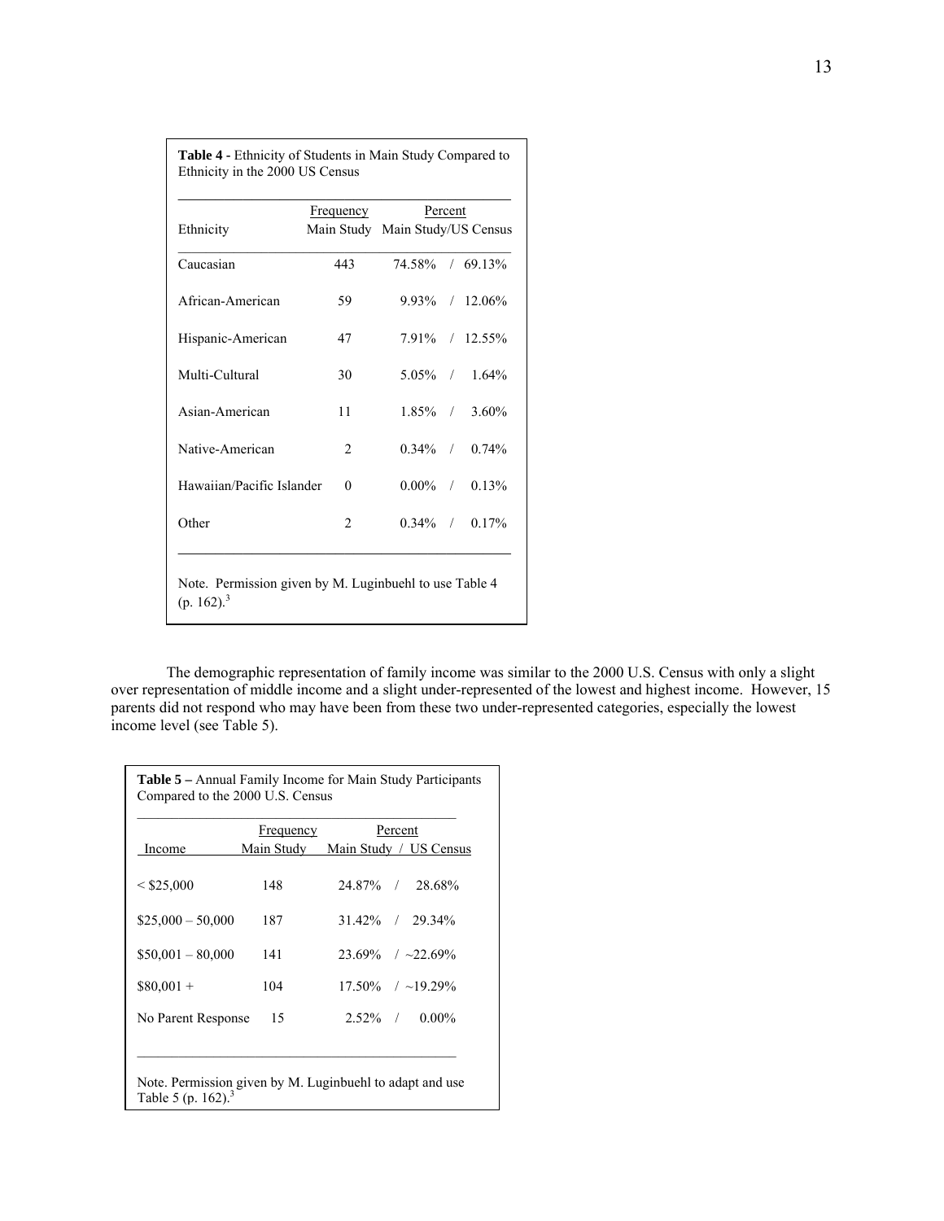**Table 4** - Ethnicity of Students in Main Study Compared to Ethnicity in the 2000 US Census

| Ethnicity | Frequency Main Study | Percent Main Study/US Census |
|---|---|---|
| Caucasian | 443 | 74.58% / 69.13% |
| African-American | 59 | 9.93% / 12.06% |
| Hispanic-American | 47 | 7.91% / 12.55% |
| Multi-Cultural | 30 | 5.05% / 1.64% |
| Asian-American | 11 | 1.85% / 3.60% |
| Native-American | 2 | 0.34% / 0.74% |
| Hawaiian/Pacific Islander | 0 | 0.00% / 0.13% |
| Other | 2 | 0.34% / 0.17% |

Note. Permission given by M. Luginbuehl to use Table 4 (p. 162).[3]

The demographic representation of family income was similar to the 2000 U.S. Census with only a slight over representation of middle income and a slight under-represented of the lowest and highest income. However, 15 parents did not respond who may have been from these two under-represented categories, especially the lowest income level (see Table 5).

**Table 5 –** Annual Family Income for Main Study Participants Compared to the 2000 U.S. Census

| Income | Frequency Main Study | Percent Main Study / US Census |
|---|---|---|
| < $25,000 | 148 | 24.87% / 28.68% |
| $25,000 – 50,000 | 187 | 31.42% / 29.34% |
| $50,001 – 80,000 | 141 | 23.69% / ~22.69% |
| $80,001 + | 104 | 17.50% / ~19.29% |
| No Parent Response | 15 | 2.52% / 0.00% |

Note. Permission given by M. Luginbuehl to adapt and use Table 5 (p. 162).[3]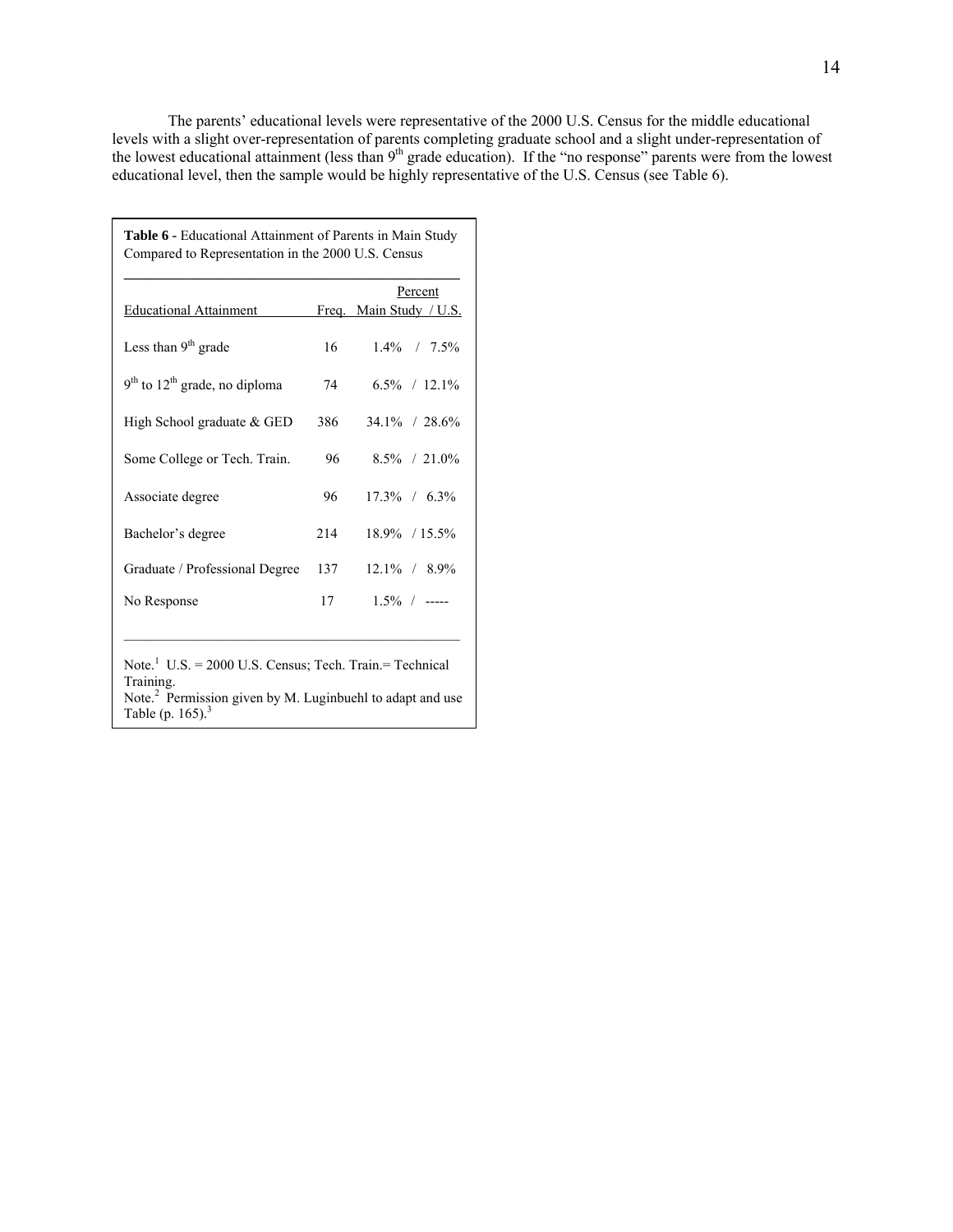The parents' educational levels were representative of the 2000 U.S. Census for the middle educational levels with a slight over-representation of parents completing graduate school and a slight under-representation of the lowest educational attainment (less than 9th grade education). If the "no response" parents were from the lowest educational level, then the sample would be highly representative of the U.S. Census (see Table 6).

**Table 6** - Educational Attainment of Parents in Main Study Compared to Representation in the 2000 U.S. Census

| Educational Attainment | Freq. | Percent Main Study / U.S. |
|---|---|---|
| Less than 9th grade | 16 | 1.4% / 7.5% |
| 9th to 12th grade, no diploma | 74 | 6.5% / 12.1% |
| High School graduate & GED | 386 | 34.1% / 28.6% |
| Some College or Tech. Train. | 96 | 8.5% / 21.0% |
| Associate degree | 96 | 17.3% / 6.3% |
| Bachelor's degree | 214 | 18.9% / 15.5% |
| Graduate / Professional Degree | 137 | 12.1% / 8.9% |
| No Response | 17 | 1.5% / ----- |

Note.[1] U.S. = 2000 U.S. Census; Tech. Train.= Technical Training.
Note.[2] Permission given by M. Luginbuehl to adapt and use Table (p. 165).[3]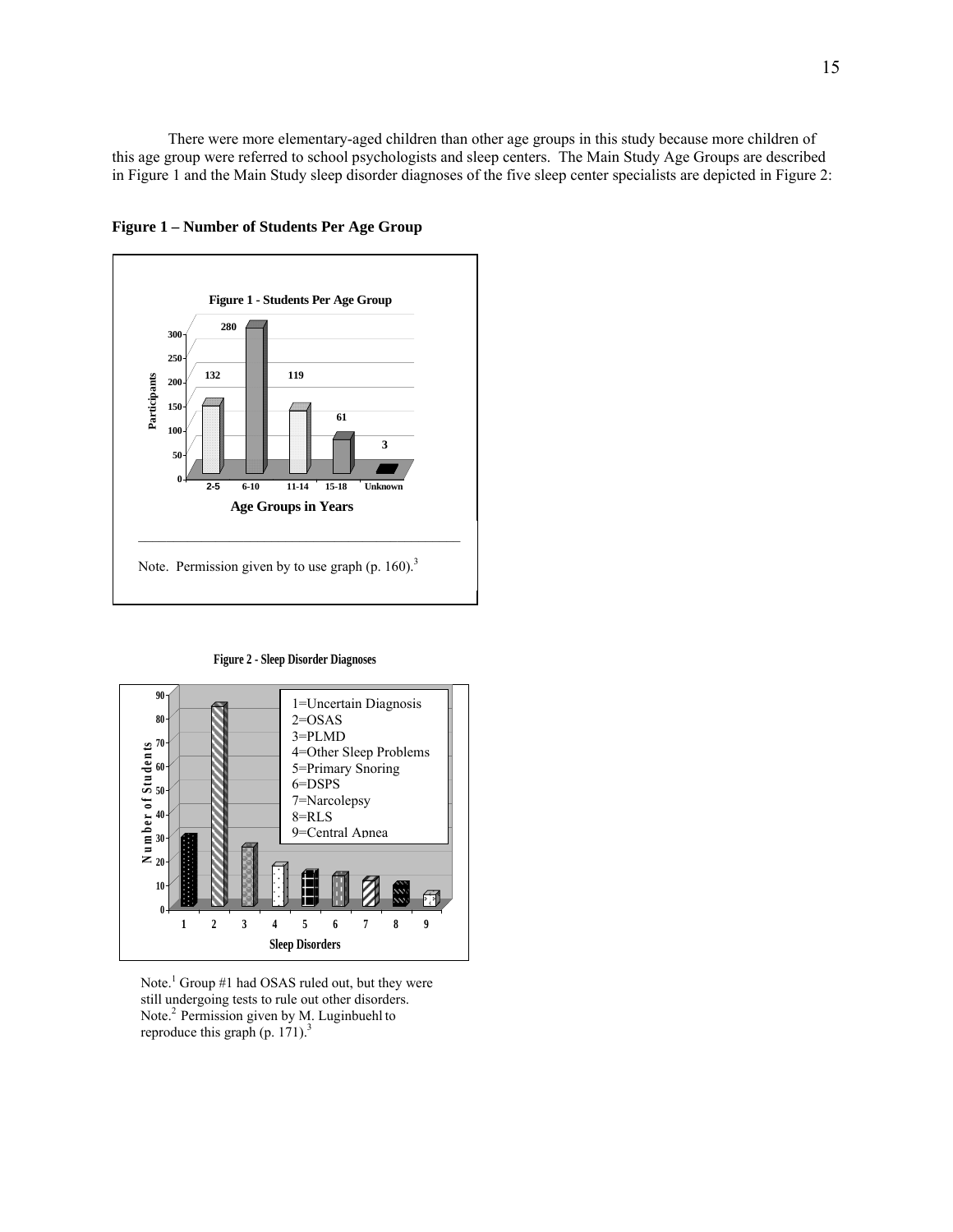There were more elementary-aged children than other age groups in this study because more children of this age group were referred to school psychologists and sleep centers. The Main Study Age Groups are described in Figure 1 and the Main Study sleep disorder diagnoses of the five sleep center specialists are depicted in Figure 2:

**Figure 1 – Number of Students Per Age Group**

**Figure 1 - Students Per Age Group**

| Age Groups in Years | Participants |
|---|---|
| 2-5 | 132 |
| 6-10 | 280 |
| 11-14 | 119 |
| 15-18 | 61 |
| Unknown | 3 |

Note. Permission given by to use graph (p. 160).[3]

**Figure 2 - Sleep Disorder Diagnoses**

1=Uncertain Diagnosis
2=OSAS
3=PLMD
4=Other Sleep Problems
5=Primary Snoring
6=DSPS
7=Narcolepsy
8=RLS
9=Central Apnea

Note.[1] Group #1 had OSAS ruled out, but they were still undergoing tests to rule out other disorders.
Note.[2] Permission given by M. Luginbuehl to reproduce this graph (p. 171).[3]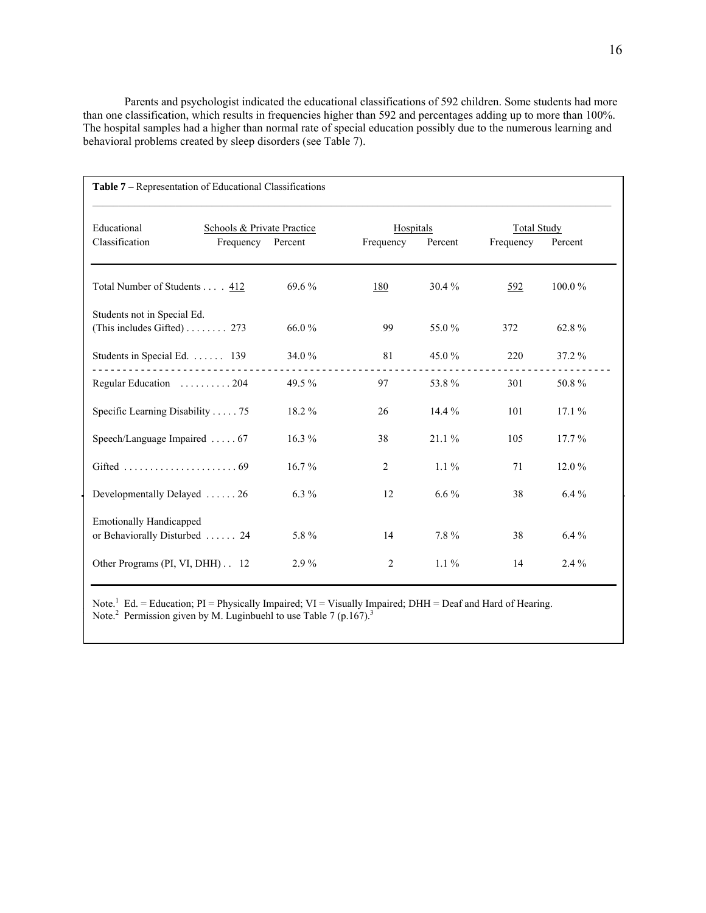Parents and psychologist indicated the educational classifications of 592 children. Some students had more than one classification, which results in frequencies higher than 592 and percentages adding up to more than 100%. The hospital samples had a higher than normal rate of special education possibly due to the numerous learning and behavioral problems created by sleep disorders (see Table 7).

**Table 7 –** Representation of Educational Classifications

| Educational Classification | Schools & Private Practice Frequency | Schools & Private Practice Percent | Hospitals Frequency | Hospitals Percent | Total Study Frequency | Total Study Percent |
|---|---|---|---|---|---|---|
| Total Number of Students | 412 | 69.6 % | 180 | 30.4 % | 592 | 100.0 % |
| Students not in Special Ed. (This includes Gifted) | 273 | 66.0 % | 99 | 55.0 % | 372 | 62.8 % |
| Students in Special Ed. | 139 | 34.0 % | 81 | 45.0 % | 220 | 37.2 % |
| Regular Education | 204 | 49.5 % | 97 | 53.8 % | 301 | 50.8 % |
| Specific Learning Disability | 75 | 18.2 % | 26 | 14.4 % | 101 | 17.1 % |
| Speech/Language Impaired | 67 | 16.3 % | 38 | 21.1 % | 105 | 17.7 % |
| Gifted | 69 | 16.7 % | 2 | 1.1 % | 71 | 12.0 % |
| Developmentally Delayed | 26 | 6.3 % | 12 | 6.6 % | 38 | 6.4 % |
| Emotionally Handicapped or Behaviorally Disturbed | 24 | 5.8 % | 14 | 7.8 % | 38 | 6.4 % |
| Other Programs (PI, VI, DHH) | 12 | 2.9 % | 2 | 1.1 % | 14 | 2.4 % |

Note.[1] Ed. = Education; PI = Physically Impaired; VI = Visually Impaired; DHH = Deaf and Hard of Hearing.
Note.[2] Permission given by M. Luginbuehl to use Table 7 (p.167).[3]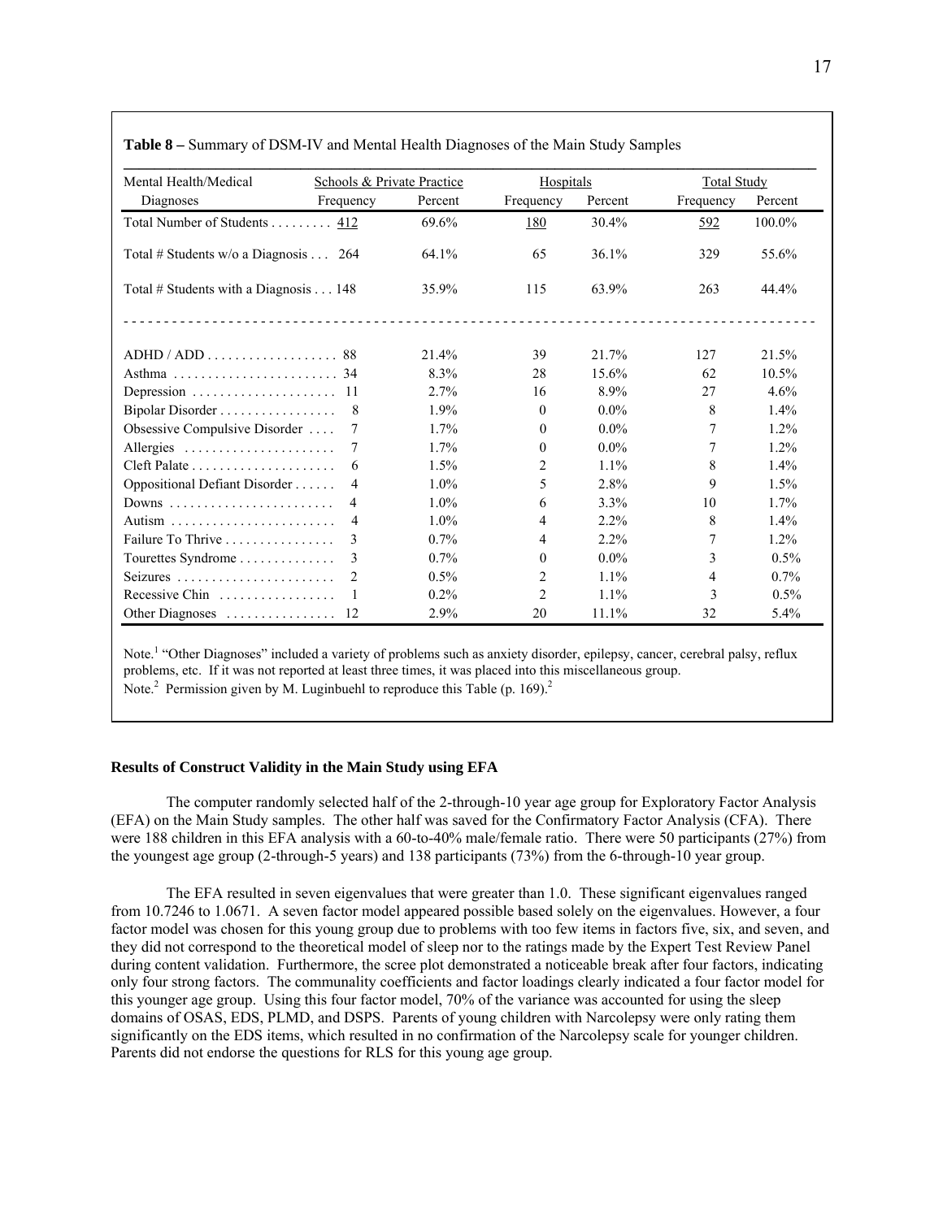**Table 8 –** Summary of DSM-IV and Mental Health Diagnoses of the Main Study Samples

| Mental Health/Medical | Schools & Private Practice | | Hospitals | | Total Study | |
|---|---|---|---|---|---|---|
| Diagnoses | Frequency | Percent | Frequency | Percent | Frequency | Percent |
| Total Number of Students | 412 | 69.6% | 180 | 30.4% | 592 | 100.0% |
| Total # Students w/o a Diagnosis | 264 | 64.1% | 65 | 36.1% | 329 | 55.6% |
| Total # Students with a Diagnosis | 148 | 35.9% | 115 | 63.9% | 263 | 44.4% |
| ADHD / ADD | 88 | 21.4% | 39 | 21.7% | 127 | 21.5% |
| Asthma | 34 | 8.3% | 28 | 15.6% | 62 | 10.5% |
| Depression | 11 | 2.7% | 16 | 8.9% | 27 | 4.6% |
| Bipolar Disorder | 8 | 1.9% | 0 | 0.0% | 8 | 1.4% |
| Obsessive Compulsive Disorder | 7 | 1.7% | 0 | 0.0% | 7 | 1.2% |
| Allergies | 7 | 1.7% | 0 | 0.0% | 7 | 1.2% |
| Cleft Palate | 6 | 1.5% | 2 | 1.1% | 8 | 1.4% |
| Oppositional Defiant Disorder | 4 | 1.0% | 5 | 2.8% | 9 | 1.5% |
| Downs | 4 | 1.0% | 6 | 3.3% | 10 | 1.7% |
| Autism | 4 | 1.0% | 4 | 2.2% | 8 | 1.4% |
| Failure To Thrive | 3 | 0.7% | 4 | 2.2% | 7 | 1.2% |
| Tourettes Syndrome | 3 | 0.7% | 0 | 0.0% | 3 | 0.5% |
| Seizures | 2 | 0.5% | 2 | 1.1% | 4 | 0.7% |
| Recessive Chin | 1 | 0.2% | 2 | 1.1% | 3 | 0.5% |
| Other Diagnoses | 12 | 2.9% | 20 | 11.1% | 32 | 5.4% |

Note.[1] "Other Diagnoses" included a variety of problems such as anxiety disorder, epilepsy, cancer, cerebral palsy, reflux problems, etc. If it was not reported at least three times, it was placed into this miscellaneous group.
Note.[2] Permission given by M. Luginbuehl to reproduce this Table (p. 169).[2]

**Results of Construct Validity in the Main Study using EFA**

The computer randomly selected half of the 2-through-10 year age group for Exploratory Factor Analysis (EFA) on the Main Study samples. The other half was saved for the Confirmatory Factor Analysis (CFA). There were 188 children in this EFA analysis with a 60-to-40% male/female ratio. There were 50 participants (27%) from the youngest age group (2-through-5 years) and 138 participants (73%) from the 6-through-10 year group.

The EFA resulted in seven eigenvalues that were greater than 1.0. These significant eigenvalues ranged from 10.7246 to 1.0671. A seven factor model appeared possible based solely on the eigenvalues. However, a four factor model was chosen for this young group due to problems with too few items in factors five, six, and seven, and they did not correspond to the theoretical model of sleep nor to the ratings made by the Expert Test Review Panel during content validation. Furthermore, the scree plot demonstrated a noticeable break after four factors, indicating only four strong factors. The communality coefficients and factor loadings clearly indicated a four factor model for this younger age group. Using this four factor model, 70% of the variance was accounted for using the sleep domains of OSAS, EDS, PLMD, and DSPS. Parents of young children with Narcolepsy were only rating them significantly on the EDS items, which resulted in no confirmation of the Narcolepsy scale for younger children. Parents did not endorse the questions for RLS for this young age group.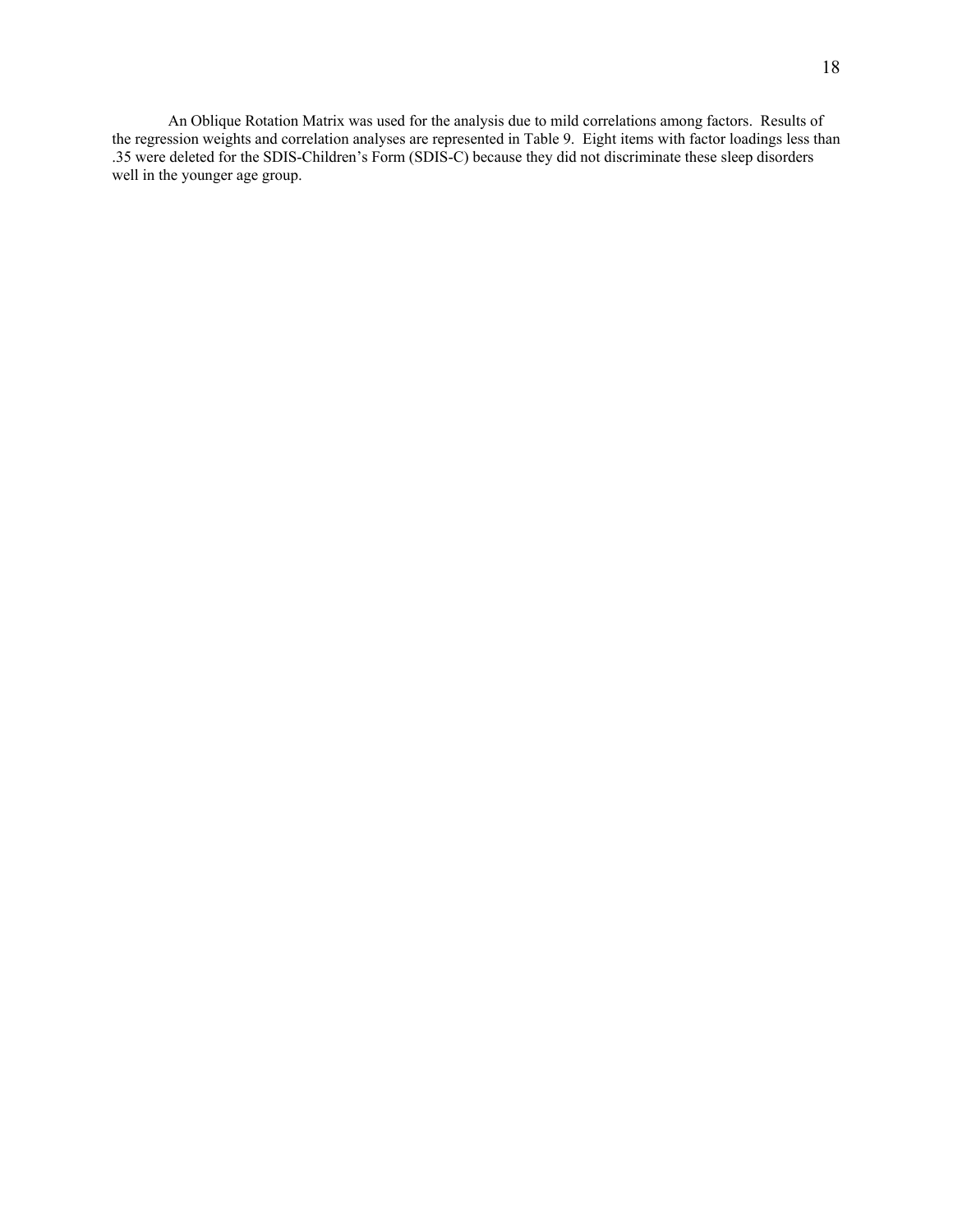An Oblique Rotation Matrix was used for the analysis due to mild correlations among factors. Results of the regression weights and correlation analyses are represented in Table 9. Eight items with factor loadings less than .35 were deleted for the SDIS-Children's Form (SDIS-C) because they did not discriminate these sleep disorders well in the younger age group.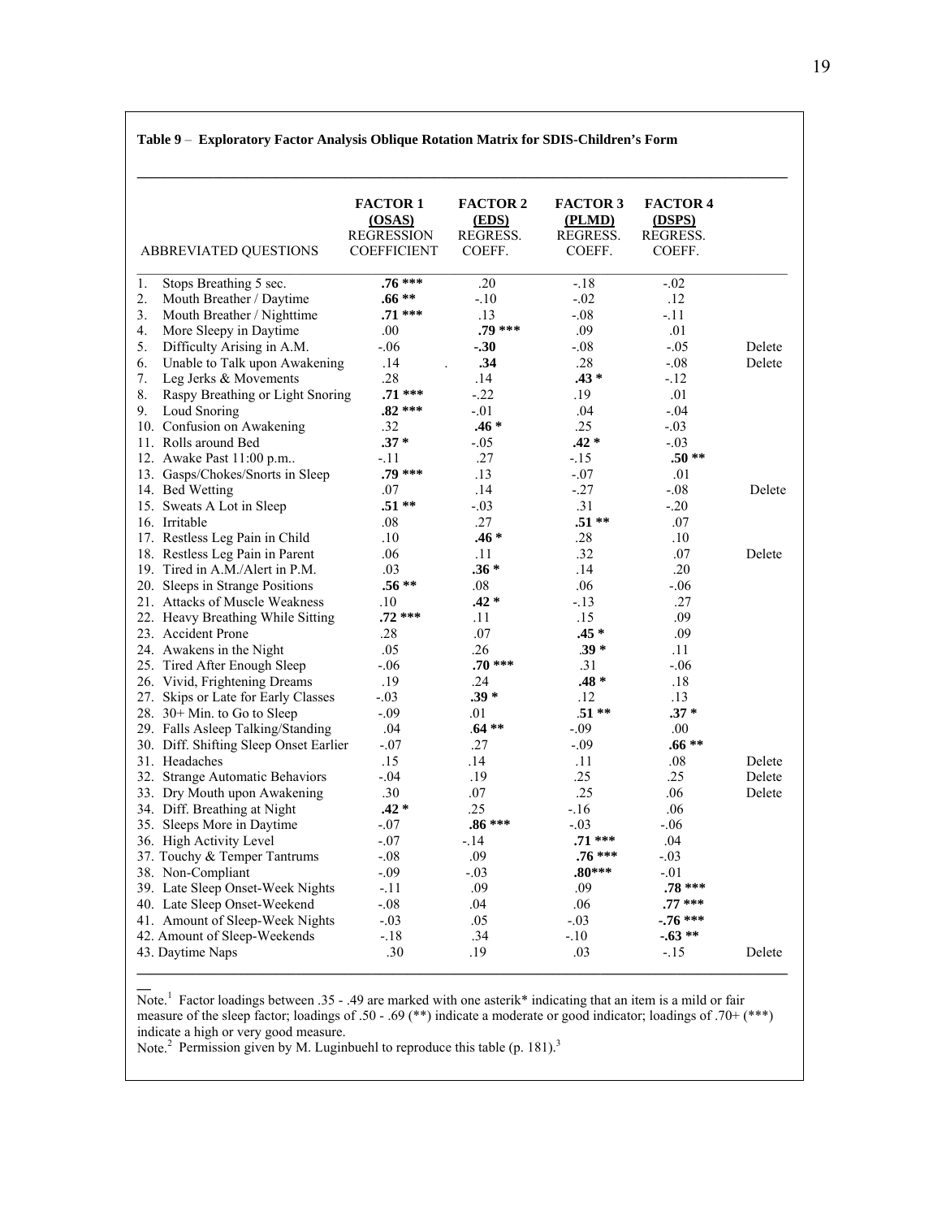**Table 9 – Exploratory Factor Analysis Oblique Rotation Matrix for SDIS-Children's Form**

| ABBREVIATED QUESTIONS | FACTOR 1 (OSAS) REGRESSION COEFFICIENT | FACTOR 2 (EDS) REGRESS. COEFF. | FACTOR 3 (PLMD) REGRESS. COEFF. | FACTOR 4 (DSPS) REGRESS. COEFF. | |
|---|---|---|---|---|---|
| 1. Stops Breathing 5 sec. | **.76 \*\*\*** | .20 | -.18 | -.02 | |
| 2. Mouth Breather / Daytime | **.66 \*\*** | -.10 | -.02 | .12 | |
| 3. Mouth Breather / Nighttime | **.71 \*\*\*** | .13 | -.08 | -.11 | |
| 4. More Sleepy in Daytime | .00 | **.79 \*\*\*** | .09 | .01 | |
| 5. Difficulty Arising in A.M. | -.06 | **-.30** | -.08 | -.05 | Delete |
| 6. Unable to Talk upon Awakening | .14 | **.34** | .28 | -.08 | Delete |
| 7. Leg Jerks & Movements | .28 | .14 | **.43 \*** | -.12 | |
| 8. Raspy Breathing or Light Snoring | **.71 \*\*\*** | -.22 | .19 | .01 | |
| 9. Loud Snoring | **.82 \*\*\*** | -.01 | .04 | -.04 | |
| 10. Confusion on Awakening | .32 | **.46 \*** | .25 | -.03 | |
| 11. Rolls around Bed | **.37 \*** | -.05 | **.42 \*** | -.03 | |
| 12. Awake Past 11:00 p.m.. | -.11 | .27 | -.15 | **.50 \*\*** | |
| 13. Gasps/Chokes/Snorts in Sleep | **.79 \*\*\*** | .13 | -.07 | .01 | |
| 14. Bed Wetting | .07 | .14 | -.27 | -.08 | Delete |
| 15. Sweats A Lot in Sleep | **.51 \*\*** | -.03 | .31 | -.20 | |
| 16. Irritable | .08 | .27 | **.51 \*\*** | .07 | |
| 17. Restless Leg Pain in Child | .10 | **.46 \*** | .28 | .10 | |
| 18. Restless Leg Pain in Parent | .06 | .11 | .32 | .07 | Delete |
| 19. Tired in A.M./Alert in P.M. | .03 | **.36 \*** | .14 | .20 | |
| 20. Sleeps in Strange Positions | **.56 \*\*** | .08 | .06 | -.06 | |
| 21. Attacks of Muscle Weakness | .10 | **.42 \*** | -.13 | .27 | |
| 22. Heavy Breathing While Sitting | **.72 \*\*\*** | .11 | .15 | .09 | |
| 23. Accident Prone | .28 | .07 | **.45 \*** | .09 | |
| 24. Awakens in the Night | .05 | .26 | **.39 \*** | .11 | |
| 25. Tired After Enough Sleep | -.06 | **.70 \*\*\*** | .31 | -.06 | |
| 26. Vivid, Frightening Dreams | .19 | .24 | **.48 \*** | .18 | |
| 27. Skips or Late for Early Classes | -.03 | **.39 \*** | .12 | .13 | |
| 28. 30+ Min. to Go to Sleep | -.09 | .01 | **.51 \*\*** | **.37 \*** | |
| 29. Falls Asleep Talking/Standing | .04 | **.64 \*\*** | -.09 | .00 | |
| 30. Diff. Shifting Sleep Onset Earlier | -.07 | .27 | -.09 | **.66 \*\*** | |
| 31. Headaches | .15 | .14 | .11 | .08 | Delete |
| 32. Strange Automatic Behaviors | -.04 | .19 | .25 | .25 | Delete |
| 33. Dry Mouth upon Awakening | .30 | .07 | .25 | .06 | Delete |
| 34. Diff. Breathing at Night | **.42 \*** | .25 | -.16 | .06 | |
| 35. Sleeps More in Daytime | -.07 | **.86 \*\*\*** | -.03 | -.06 | |
| 36. High Activity Level | -.07 | -.14 | **.71 \*\*\*** | .04 | |
| 37. Touchy & Temper Tantrums | -.08 | .09 | **.76 \*\*\*** | -.03 | |
| 38. Non-Compliant | -.09 | -.03 | **.80\*\*\*** | -.01 | |
| 39. Late Sleep Onset-Week Nights | -.11 | .09 | .09 | **.78 \*\*\*** | |
| 40. Late Sleep Onset-Weekend | -.08 | .04 | .06 | **.77 \*\*\*** | |
| 41. Amount of Sleep-Week Nights | -.03 | .05 | -.03 | **-.76 \*\*\*** | |
| 42. Amount of Sleep-Weekends | -.18 | .34 | -.10 | **-.63 \*\*** | |
| 43. Daytime Naps | .30 | .19 | .03 | -.15 | Delete |

Note.[1] Factor loadings between .35 - .49 are marked with one asterik* indicating that an item is a mild or fair measure of the sleep factor; loadings of .50 - .69 (\*\*) indicate a moderate or good indicator; loadings of .70+ (\*\*\*) indicate a high or very good measure.

Note.[2] Permission given by M. Luginbuehl to reproduce this table (p. 181).[3]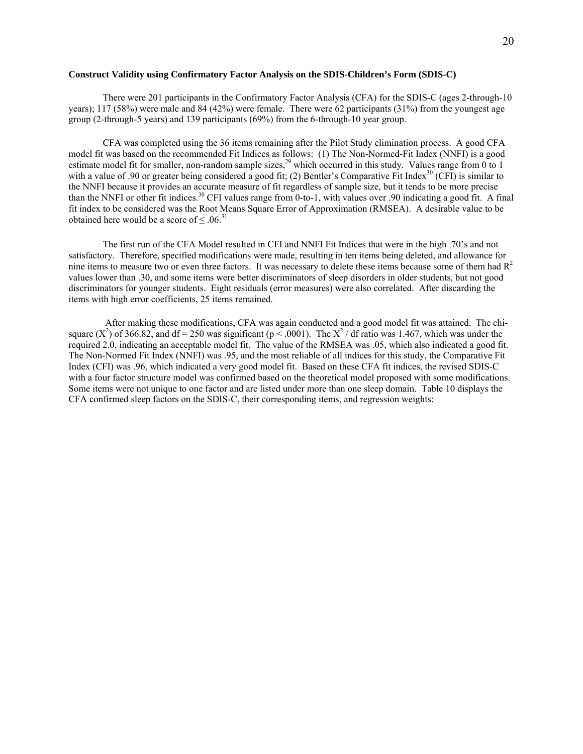**Construct Validity using Confirmatory Factor Analysis on the SDIS-Children's Form (SDIS-C)**

There were 201 participants in the Confirmatory Factor Analysis (CFA) for the SDIS-C (ages 2-through-10 years); 117 (58%) were male and 84 (42%) were female. There were 62 participants (31%) from the youngest age group (2-through-5 years) and 139 participants (69%) from the 6-through-10 year group.

CFA was completed using the 36 items remaining after the Pilot Study elimination process. A good CFA model fit was based on the recommended Fit Indices as follows: (1) The Non-Normed-Fit Index (NNFI) is a good estimate model fit for smaller, non-random sample sizes,[29] which occurred in this study. Values range from 0 to 1 with a value of .90 or greater being considered a good fit; (2) Bentler's Comparative Fit Index[30] (CFI) is similar to the NNFI because it provides an accurate measure of fit regardless of sample size, but it tends to be more precise than the NNFI or other fit indices.[30] CFI values range from 0-to-1, with values over .90 indicating a good fit. A final fit index to be considered was the Root Means Square Error of Approximation (RMSEA). A desirable value to be obtained here would be a score of $\leq .06$.[31]

The first run of the CFA Model resulted in CFI and NNFI Fit Indices that were in the high .70's and not satisfactory. Therefore, specified modifications were made, resulting in ten items being deleted, and allowance for nine items to measure two or even three factors. It was necessary to delete these items because some of them had $R^2$ values lower than .30, and some items were better discriminators of sleep disorders in older students, but not good discriminators for younger students. Eight residuals (error measures) were also correlated. After discarding the items with high error coefficients, 25 items remained.

After making these modifications, CFA was again conducted and a good model fit was attained. The chi-square ($X^2$) of 366.82, and df = 250 was significant ($p < .0001$). The $X^2$ / df ratio was 1.467, which was under the required 2.0, indicating an acceptable model fit. The value of the RMSEA was .05, which also indicated a good fit. The Non-Normed Fit Index (NNFI) was .95, and the most reliable of all indices for this study, the Comparative Fit Index (CFI) was .96, which indicated a very good model fit. Based on these CFA fit indices, the revised SDIS-C with a four factor structure model was confirmed based on the theoretical model proposed with some modifications. Some items were not unique to one factor and are listed under more than one sleep domain. Table 10 displays the CFA confirmed sleep factors on the SDIS-C, their corresponding items, and regression weights: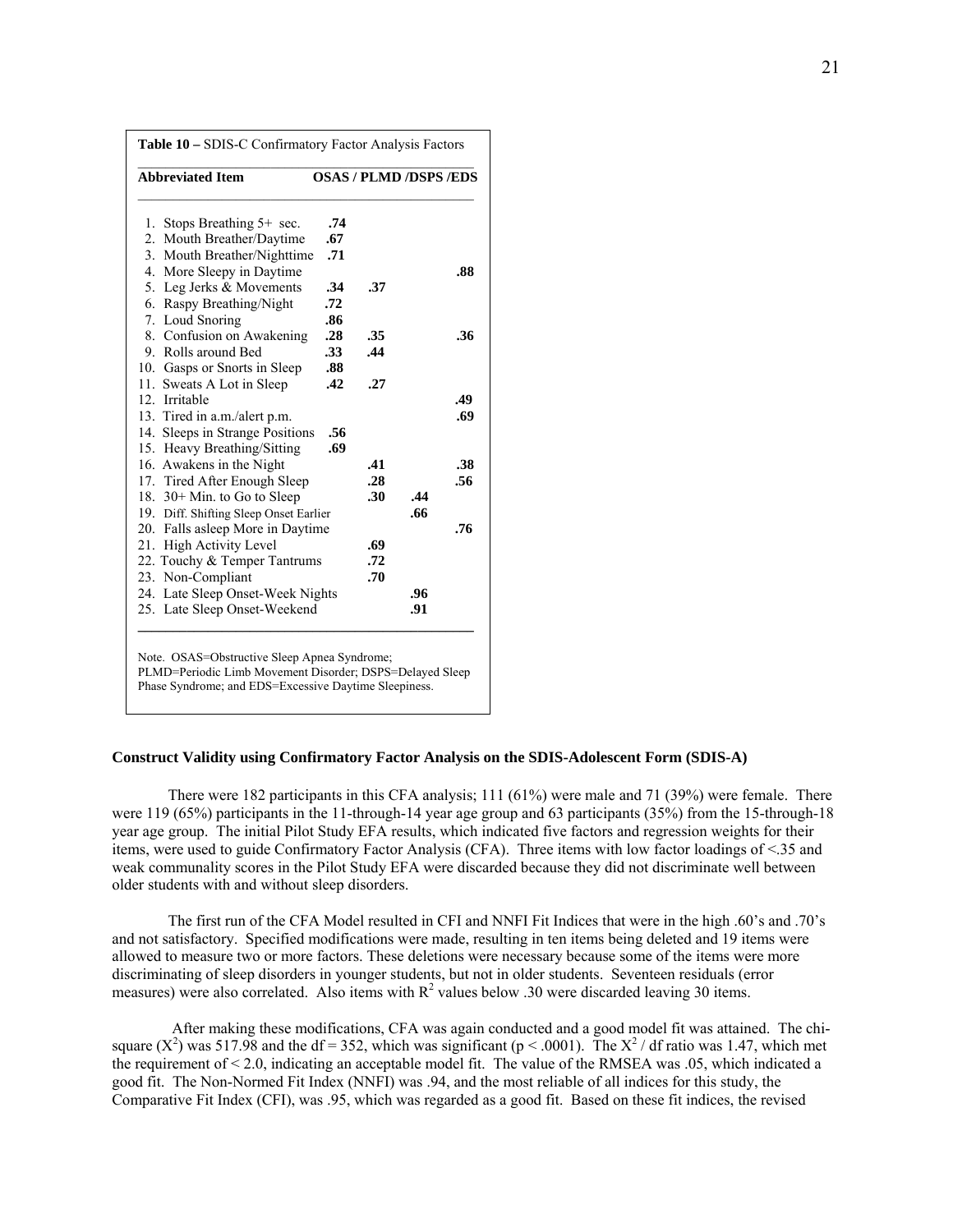**Table 10 –** SDIS-C Confirmatory Factor Analysis Factors

| Abbreviated Item | OSAS | PLMD | DSPS | EDS |
|---|---|---|---|---|
| 1. Stops Breathing 5+ sec. | **.74** | | | |
| 2. Mouth Breather/Daytime | **.67** | | | |
| 3. Mouth Breather/Nighttime | **.71** | | | |
| 4. More Sleepy in Daytime | | | | **.88** |
| 5. Leg Jerks & Movements | **.34** | **.37** | | |
| 6. Raspy Breathing/Night | **.72** | | | |
| 7. Loud Snoring | **.86** | | | |
| 8. Confusion on Awakening | **.28** | **.35** | | **.36** |
| 9. Rolls around Bed | **.33** | **.44** | | |
| 10. Gasps or Snorts in Sleep | **.88** | | | |
| 11. Sweats A Lot in Sleep | **.42** | **.27** | | |
| 12. Irritable | | | | **.49** |
| 13. Tired in a.m./alert p.m. | | | | **.69** |
| 14. Sleeps in Strange Positions | **.56** | | | |
| 15. Heavy Breathing/Sitting | **.69** | | | |
| 16. Awakens in the Night | | **.41** | | **.38** |
| 17. Tired After Enough Sleep | | **.28** | | **.56** |
| 18. 30+ Min. to Go to Sleep | | **.30** | **.44** | |
| 19. Diff. Shifting Sleep Onset Earlier | | | **.66** | |
| 20. Falls asleep More in Daytime | | | | **.76** |
| 21. High Activity Level | | **.69** | | |
| 22. Touchy & Temper Tantrums | | **.72** | | |
| 23. Non-Compliant | | **.70** | | |
| 24. Late Sleep Onset-Week Nights | | | **.96** | |
| 25. Late Sleep Onset-Weekend | | | **.91** | |

Note. OSAS=Obstructive Sleep Apnea Syndrome; PLMD=Periodic Limb Movement Disorder; DSPS=Delayed Sleep Phase Syndrome; and EDS=Excessive Daytime Sleepiness.

**Construct Validity using Confirmatory Factor Analysis on the SDIS-Adolescent Form (SDIS-A)**

There were 182 participants in this CFA analysis; 111 (61%) were male and 71 (39%) were female. There were 119 (65%) participants in the 11-through-14 year age group and 63 participants (35%) from the 15-through-18 year age group. The initial Pilot Study EFA results, which indicated five factors and regression weights for their items, were used to guide Confirmatory Factor Analysis (CFA). Three items with low factor loadings of <.35 and weak communality scores in the Pilot Study EFA were discarded because they did not discriminate well between older students with and without sleep disorders.

The first run of the CFA Model resulted in CFI and NNFI Fit Indices that were in the high .60's and .70's and not satisfactory. Specified modifications were made, resulting in ten items being deleted and 19 items were allowed to measure two or more factors. These deletions were necessary because some of the items were more discriminating of sleep disorders in younger students, but not in older students. Seventeen residuals (error measures) were also correlated. Also items with $R^2$ values below .30 were discarded leaving 30 items.

After making these modifications, CFA was again conducted and a good model fit was attained. The chi-square ($X^2$) was 517.98 and the df = 352, which was significant ($p < .0001$). The $X^2$ / df ratio was 1.47, which met the requirement of < 2.0, indicating an acceptable model fit. The value of the RMSEA was .05, which indicated a good fit. The Non-Normed Fit Index (NNFI) was .94, and the most reliable of all indices for this study, the Comparative Fit Index (CFI), was .95, which was regarded as a good fit. Based on these fit indices, the revised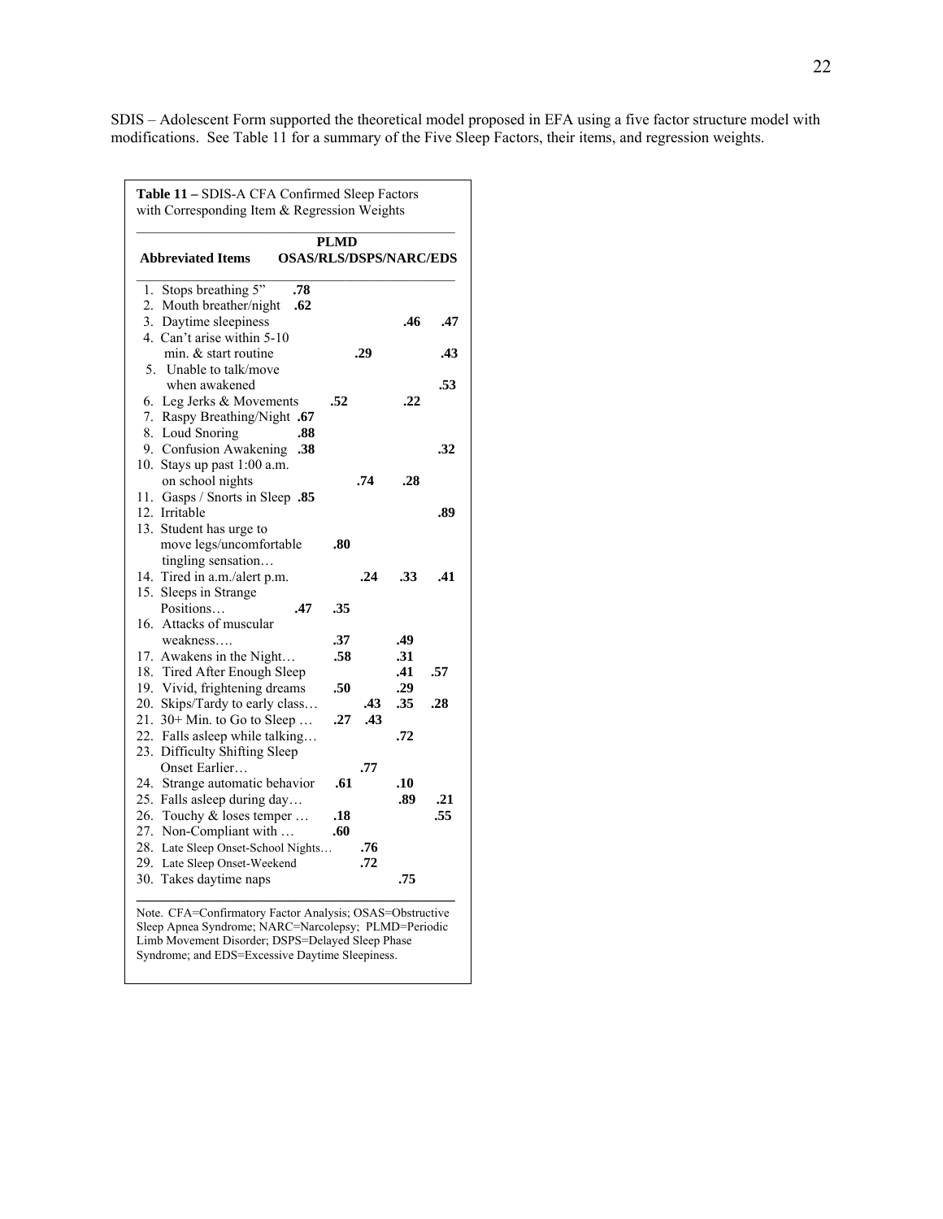SDIS – Adolescent Form supported the theoretical model proposed in EFA using a five factor structure model with modifications. See Table 11 for a summary of the Five Sleep Factors, their items, and regression weights.

**Table 11 –** SDIS-A CFA Confirmed Sleep Factors with Corresponding Item & Regression Weights

| Abbreviated Items | OSAS | PLMD / RLS | DSPS | NARC | EDS |
|---|---|---|---|---|---|
| 1. Stops breathing 5" | **.78** | | | | |
| 2. Mouth breather/night | **.62** | | | | |
| 3. Daytime sleepiness | | | | **.46** | **.47** |
| 4. Can't arise within 5-10 min. & start routine | | | **.29** | | **.43** |
| 5. Unable to talk/move when awakened | | | | | **.53** |
| 6. Leg Jerks & Movements | | **.52** | | **.22** | |
| 7. Raspy Breathing/Night | **.67** | | | | |
| 8. Loud Snoring | **.88** | | | | |
| 9. Confusion Awakening | **.38** | | | | **.32** |
| 10. Stays up past 1:00 a.m. on school nights | | | **.74** | **.28** | |
| 11. Gasps / Snorts in Sleep | **.85** | | | | |
| 12. Irritable | | | | | **.89** |
| 13. Student has urge to move legs/uncomfortable tingling sensation… | | **.80** | | | |
| 14. Tired in a.m./alert p.m. | | | **.24** | **.33** | **.41** |
| 15. Sleeps in Strange Positions… | **.47** | **.35** | | | |
| 16. Attacks of muscular weakness…. | | **.37** | | **.49** | |
| 17. Awakens in the Night… | | **.58** | | **.31** | |
| 18. Tired After Enough Sleep | | | | **.41** | **.57** |
| 19. Vivid, frightening dreams | | **.50** | | **.29** | |
| 20. Skips/Tardy to early class… | | | **.43** | **.35** | **.28** |
| 21. 30+ Min. to Go to Sleep … | | **.27** | **.43** | | |
| 22. Falls asleep while talking… | | | | **.72** | |
| 23. Difficulty Shifting Sleep Onset Earlier… | | | **.77** | | |
| 24. Strange automatic behavior | | **.61** | | **.10** | |
| 25. Falls asleep during day… | | | | **.89** | **.21** |
| 26. Touchy & loses temper … | | **.18** | | | **.55** |
| 27. Non-Compliant with … | | **.60** | | | |
| 28. Late Sleep Onset-School Nights… | | | **.76** | | |
| 29. Late Sleep Onset-Weekend | | | **.72** | | |
| 30. Takes daytime naps | | | | **.75** | |

Note. CFA=Confirmatory Factor Analysis; OSAS=Obstructive Sleep Apnea Syndrome; NARC=Narcolepsy; PLMD=Periodic Limb Movement Disorder; DSPS=Delayed Sleep Phase Syndrome; and EDS=Excessive Daytime Sleepiness.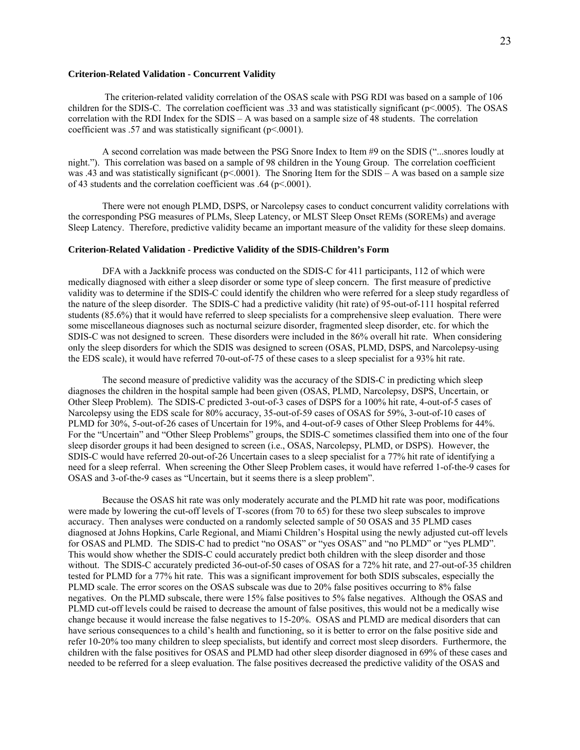**Criterion-Related Validation - Concurrent Validity**

The criterion-related validity correlation of the OSAS scale with PSG RDI was based on a sample of 106 children for the SDIS-C. The correlation coefficient was .33 and was statistically significant ($p<.0005$). The OSAS correlation with the RDI Index for the SDIS – A was based on a sample size of 48 students. The correlation coefficient was .57 and was statistically significant ($p<.0001$).

A second correlation was made between the PSG Snore Index to Item #9 on the SDIS ("...snores loudly at night."). This correlation was based on a sample of 98 children in the Young Group. The correlation coefficient was .43 and was statistically significant ($p<.0001$). The Snoring Item for the SDIS – A was based on a sample size of 43 students and the correlation coefficient was .64 ($p<.0001$).

There were not enough PLMD, DSPS, or Narcolepsy cases to conduct concurrent validity correlations with the corresponding PSG measures of PLMs, Sleep Latency, or MLST Sleep Onset REMs (SOREMs) and average Sleep Latency. Therefore, predictive validity became an important measure of the validity for these sleep domains.

**Criterion-Related Validation - Predictive Validity of the SDIS-Children's Form**

DFA with a Jackknife process was conducted on the SDIS-C for 411 participants, 112 of which were medically diagnosed with either a sleep disorder or some type of sleep concern. The first measure of predictive validity was to determine if the SDIS-C could identify the children who were referred for a sleep study regardless of the nature of the sleep disorder. The SDIS-C had a predictive validity (hit rate) of 95-out-of-111 hospital referred students (85.6%) that it would have referred to sleep specialists for a comprehensive sleep evaluation. There were some miscellaneous diagnoses such as nocturnal seizure disorder, fragmented sleep disorder, etc. for which the SDIS-C was not designed to screen. These disorders were included in the 86% overall hit rate. When considering only the sleep disorders for which the SDIS was designed to screen (OSAS, PLMD, DSPS, and Narcolepsy-using the EDS scale), it would have referred 70-out-of-75 of these cases to a sleep specialist for a 93% hit rate.

The second measure of predictive validity was the accuracy of the SDIS-C in predicting which sleep diagnoses the children in the hospital sample had been given (OSAS, PLMD, Narcolepsy, DSPS, Uncertain, or Other Sleep Problem). The SDIS-C predicted 3-out-of-3 cases of DSPS for a 100% hit rate, 4-out-of-5 cases of Narcolepsy using the EDS scale for 80% accuracy, 35-out-of-59 cases of OSAS for 59%, 3-out-of-10 cases of PLMD for 30%, 5-out-of-26 cases of Uncertain for 19%, and 4-out-of-9 cases of Other Sleep Problems for 44%. For the "Uncertain" and "Other Sleep Problems" groups, the SDIS-C sometimes classified them into one of the four sleep disorder groups it had been designed to screen (i.e., OSAS, Narcolepsy, PLMD, or DSPS). However, the SDIS-C would have referred 20-out-of-26 Uncertain cases to a sleep specialist for a 77% hit rate of identifying a need for a sleep referral. When screening the Other Sleep Problem cases, it would have referred 1-of-the-9 cases for OSAS and 3-of-the-9 cases as "Uncertain, but it seems there is a sleep problem".

Because the OSAS hit rate was only moderately accurate and the PLMD hit rate was poor, modifications were made by lowering the cut-off levels of T-scores (from 70 to 65) for these two sleep subscales to improve accuracy. Then analyses were conducted on a randomly selected sample of 50 OSAS and 35 PLMD cases diagnosed at Johns Hopkins, Carle Regional, and Miami Children's Hospital using the newly adjusted cut-off levels for OSAS and PLMD. The SDIS-C had to predict "no OSAS" or "yes OSAS" and "no PLMD" or "yes PLMD". This would show whether the SDIS-C could accurately predict both children with the sleep disorder and those without. The SDIS-C accurately predicted 36-out-of-50 cases of OSAS for a 72% hit rate, and 27-out-of-35 children tested for PLMD for a 77% hit rate. This was a significant improvement for both SDIS subscales, especially the PLMD scale. The error scores on the OSAS subscale was due to 20% false positives occurring to 8% false negatives. On the PLMD subscale, there were 15% false positives to 5% false negatives. Although the OSAS and PLMD cut-off levels could be raised to decrease the amount of false positives, this would not be a medically wise change because it would increase the false negatives to 15-20%. OSAS and PLMD are medical disorders that can have serious consequences to a child's health and functioning, so it is better to error on the false positive side and refer 10-20% too many children to sleep specialists, but identify and correct most sleep disorders. Furthermore, the children with the false positives for OSAS and PLMD had other sleep disorder diagnosed in 69% of these cases and needed to be referred for a sleep evaluation. The false positives decreased the predictive validity of the OSAS and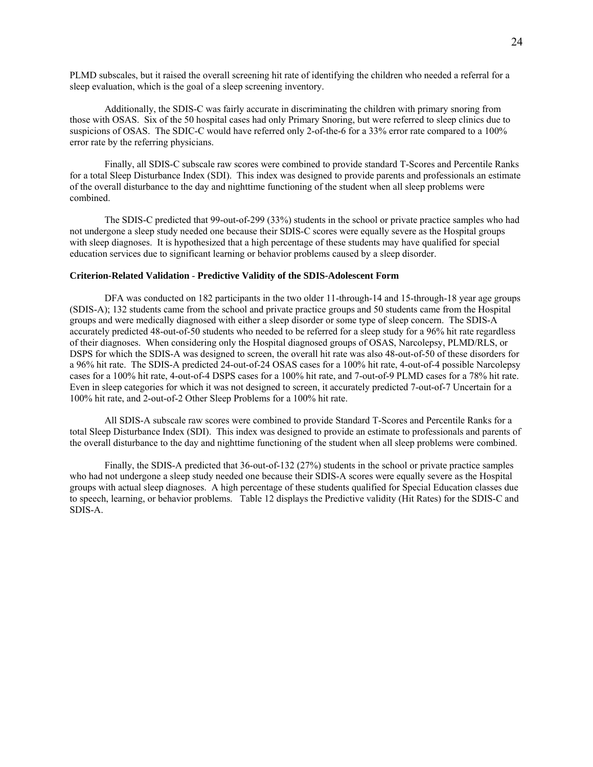PLMD subscales, but it raised the overall screening hit rate of identifying the children who needed a referral for a sleep evaluation, which is the goal of a sleep screening inventory.

Additionally, the SDIS-C was fairly accurate in discriminating the children with primary snoring from those with OSAS. Six of the 50 hospital cases had only Primary Snoring, but were referred to sleep clinics due to suspicions of OSAS. The SDIC-C would have referred only 2-of-the-6 for a 33% error rate compared to a 100% error rate by the referring physicians.

Finally, all SDIS-C subscale raw scores were combined to provide standard T-Scores and Percentile Ranks for a total Sleep Disturbance Index (SDI). This index was designed to provide parents and professionals an estimate of the overall disturbance to the day and nighttime functioning of the student when all sleep problems were combined.

The SDIS-C predicted that 99-out-of-299 (33%) students in the school or private practice samples who had not undergone a sleep study needed one because their SDIS-C scores were equally severe as the Hospital groups with sleep diagnoses. It is hypothesized that a high percentage of these students may have qualified for special education services due to significant learning or behavior problems caused by a sleep disorder.

**Criterion-Related Validation - Predictive Validity of the SDIS-Adolescent Form**

DFA was conducted on 182 participants in the two older 11-through-14 and 15-through-18 year age groups (SDIS-A); 132 students came from the school and private practice groups and 50 students came from the Hospital groups and were medically diagnosed with either a sleep disorder or some type of sleep concern. The SDIS-A accurately predicted 48-out-of-50 students who needed to be referred for a sleep study for a 96% hit rate regardless of their diagnoses. When considering only the Hospital diagnosed groups of OSAS, Narcolepsy, PLMD/RLS, or DSPS for which the SDIS-A was designed to screen, the overall hit rate was also 48-out-of-50 of these disorders for a 96% hit rate. The SDIS-A predicted 24-out-of-24 OSAS cases for a 100% hit rate, 4-out-of-4 possible Narcolepsy cases for a 100% hit rate, 4-out-of-4 DSPS cases for a 100% hit rate, and 7-out-of-9 PLMD cases for a 78% hit rate. Even in sleep categories for which it was not designed to screen, it accurately predicted 7-out-of-7 Uncertain for a 100% hit rate, and 2-out-of-2 Other Sleep Problems for a 100% hit rate.

All SDIS-A subscale raw scores were combined to provide Standard T-Scores and Percentile Ranks for a total Sleep Disturbance Index (SDI). This index was designed to provide an estimate to professionals and parents of the overall disturbance to the day and nighttime functioning of the student when all sleep problems were combined.

Finally, the SDIS-A predicted that 36-out-of-132 (27%) students in the school or private practice samples who had not undergone a sleep study needed one because their SDIS-A scores were equally severe as the Hospital groups with actual sleep diagnoses. A high percentage of these students qualified for Special Education classes due to speech, learning, or behavior problems. Table 12 displays the Predictive validity (Hit Rates) for the SDIS-C and SDIS-A.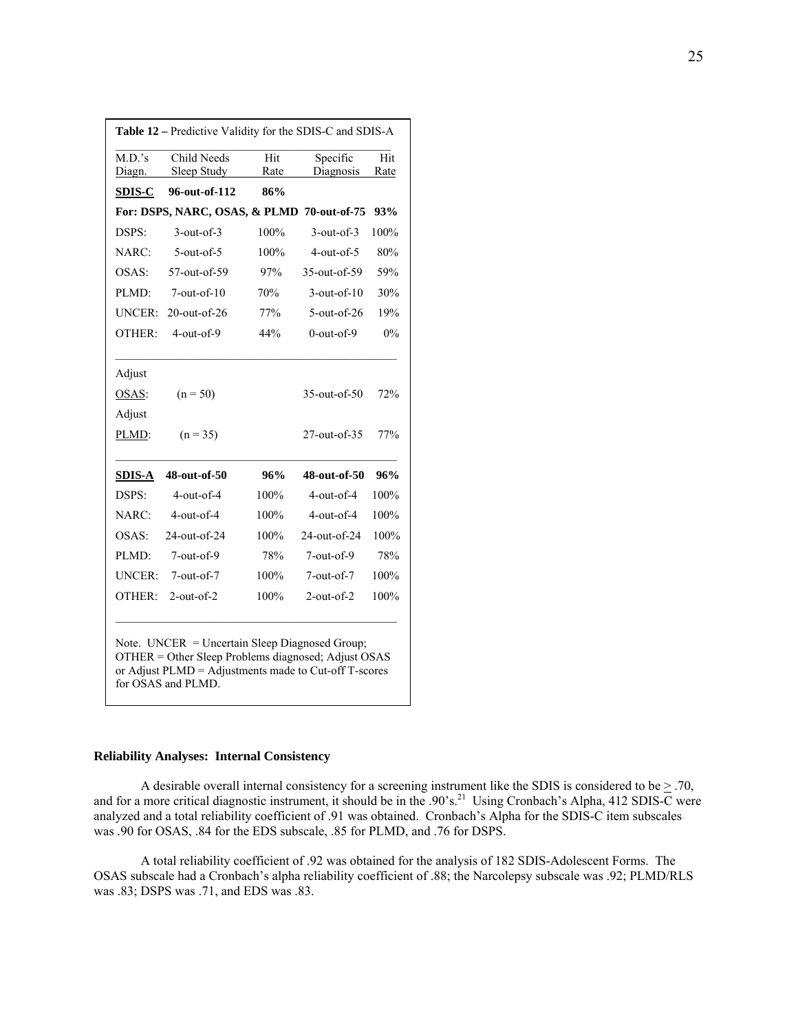**Table 12 –** Predictive Validity for the SDIS-C and SDIS-A

| M.D.'s Diagn. | Child Needs Sleep Study | Hit Rate | Specific Diagnosis | Hit Rate |
|---|---|---|---|---|
| **SDIS-C** | **96-out-of-112** | **86%** | | |
| **For: DSPS, NARC, OSAS, & PLMD** | | | **70-out-of-75** | **93%** |
| DSPS: | 3-out-of-3 | 100% | 3-out-of-3 | 100% |
| NARC: | 5-out-of-5 | 100% | 4-out-of-5 | 80% |
| OSAS: | 57-out-of-59 | 97% | 35-out-of-59 | 59% |
| PLMD: | 7-out-of-10 | 70% | 3-out-of-10 | 30% |
| UNCER: | 20-out-of-26 | 77% | 5-out-of-26 | 19% |
| OTHER: | 4-out-of-9 | 44% | 0-out-of-9 | 0% |
| Adjust OSAS: | (n = 50) | | 35-out-of-50 | 72% |
| Adjust PLMD: | (n = 35) | | 27-out-of-35 | 77% |
| **SDIS-A** | **48-out-of-50** | **96%** | **48-out-of-50** | **96%** |
| DSPS: | 4-out-of-4 | 100% | 4-out-of-4 | 100% |
| NARC: | 4-out-of-4 | 100% | 4-out-of-4 | 100% |
| OSAS: | 24-out-of-24 | 100% | 24-out-of-24 | 100% |
| PLMD: | 7-out-of-9 | 78% | 7-out-of-9 | 78% |
| UNCER: | 7-out-of-7 | 100% | 7-out-of-7 | 100% |
| OTHER: | 2-out-of-2 | 100% | 2-out-of-2 | 100% |

Note. UNCER = Uncertain Sleep Diagnosed Group; OTHER = Other Sleep Problems diagnosed; Adjust OSAS or Adjust PLMD = Adjustments made to Cut-off T-scores for OSAS and PLMD.

**Reliability Analyses: Internal Consistency**

A desirable overall internal consistency for a screening instrument like the SDIS is considered to be $\geq$ .70, and for a more critical diagnostic instrument, it should be in the .90's.[21] Using Cronbach's Alpha, 412 SDIS-C were analyzed and a total reliability coefficient of .91 was obtained. Cronbach's Alpha for the SDIS-C item subscales was .90 for OSAS, .84 for the EDS subscale, .85 for PLMD, and .76 for DSPS.

A total reliability coefficient of .92 was obtained for the analysis of 182 SDIS-Adolescent Forms. The OSAS subscale had a Cronbach's alpha reliability coefficient of .88; the Narcolepsy subscale was .92; PLMD/RLS was .83; DSPS was .71, and EDS was .83.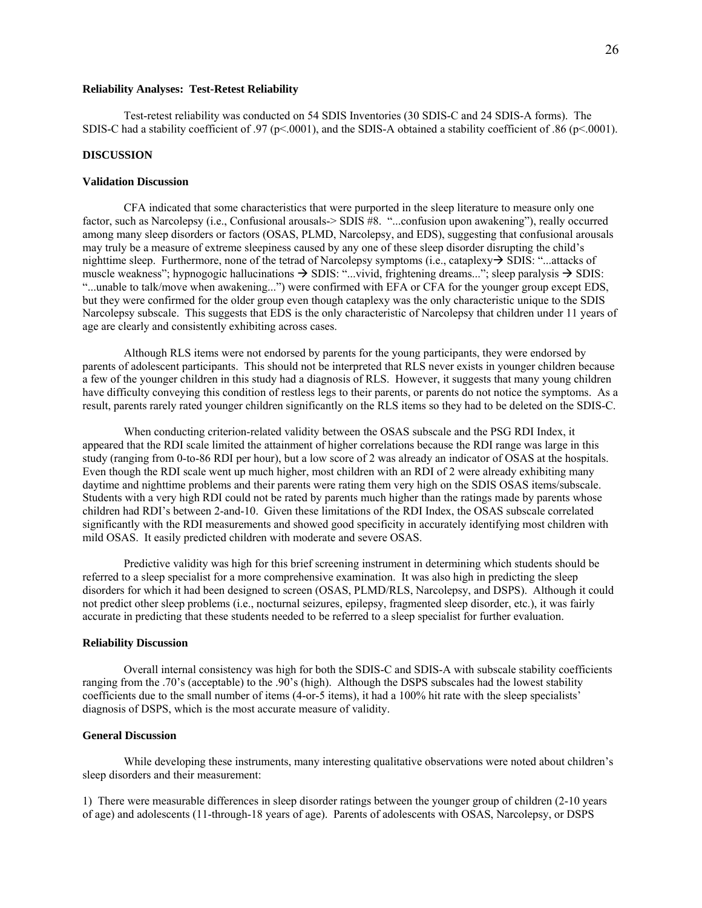**Reliability Analyses: Test-Retest Reliability**

Test-retest reliability was conducted on 54 SDIS Inventories (30 SDIS-C and 24 SDIS-A forms). The SDIS-C had a stability coefficient of .97 ($p<.0001$), and the SDIS-A obtained a stability coefficient of .86 ($p<.0001$).

**DISCUSSION**

**Validation Discussion**

CFA indicated that some characteristics that were purported in the sleep literature to measure only one factor, such as Narcolepsy (i.e., Confusional arousals-> SDIS #8. "...confusion upon awakening"), really occurred among many sleep disorders or factors (OSAS, PLMD, Narcolepsy, and EDS), suggesting that confusional arousals may truly be a measure of extreme sleepiness caused by any one of these sleep disorder disrupting the child's nighttime sleep. Furthermore, none of the tetrad of Narcolepsy symptoms (i.e., cataplexy→ SDIS: "...attacks of muscle weakness"; hypnogogic hallucinations → SDIS: "...vivid, frightening dreams..."; sleep paralysis → SDIS: "...unable to talk/move when awakening...") were confirmed with EFA or CFA for the younger group except EDS, but they were confirmed for the older group even though cataplexy was the only characteristic unique to the SDIS Narcolepsy subscale. This suggests that EDS is the only characteristic of Narcolepsy that children under 11 years of age are clearly and consistently exhibiting across cases.

Although RLS items were not endorsed by parents for the young participants, they were endorsed by parents of adolescent participants. This should not be interpreted that RLS never exists in younger children because a few of the younger children in this study had a diagnosis of RLS. However, it suggests that many young children have difficulty conveying this condition of restless legs to their parents, or parents do not notice the symptoms. As a result, parents rarely rated younger children significantly on the RLS items so they had to be deleted on the SDIS-C.

When conducting criterion-related validity between the OSAS subscale and the PSG RDI Index, it appeared that the RDI scale limited the attainment of higher correlations because the RDI range was large in this study (ranging from 0-to-86 RDI per hour), but a low score of 2 was already an indicator of OSAS at the hospitals. Even though the RDI scale went up much higher, most children with an RDI of 2 were already exhibiting many daytime and nighttime problems and their parents were rating them very high on the SDIS OSAS items/subscale. Students with a very high RDI could not be rated by parents much higher than the ratings made by parents whose children had RDI's between 2-and-10. Given these limitations of the RDI Index, the OSAS subscale correlated significantly with the RDI measurements and showed good specificity in accurately identifying most children with mild OSAS. It easily predicted children with moderate and severe OSAS.

Predictive validity was high for this brief screening instrument in determining which students should be referred to a sleep specialist for a more comprehensive examination. It was also high in predicting the sleep disorders for which it had been designed to screen (OSAS, PLMD/RLS, Narcolepsy, and DSPS). Although it could not predict other sleep problems (i.e., nocturnal seizures, epilepsy, fragmented sleep disorder, etc.), it was fairly accurate in predicting that these students needed to be referred to a sleep specialist for further evaluation.

**Reliability Discussion**

Overall internal consistency was high for both the SDIS-C and SDIS-A with subscale stability coefficients ranging from the .70's (acceptable) to the .90's (high). Although the DSPS subscales had the lowest stability coefficients due to the small number of items (4-or-5 items), it had a 100% hit rate with the sleep specialists' diagnosis of DSPS, which is the most accurate measure of validity.

**General Discussion**

While developing these instruments, many interesting qualitative observations were noted about children's sleep disorders and their measurement:

1) There were measurable differences in sleep disorder ratings between the younger group of children (2-10 years of age) and adolescents (11-through-18 years of age). Parents of adolescents with OSAS, Narcolepsy, or DSPS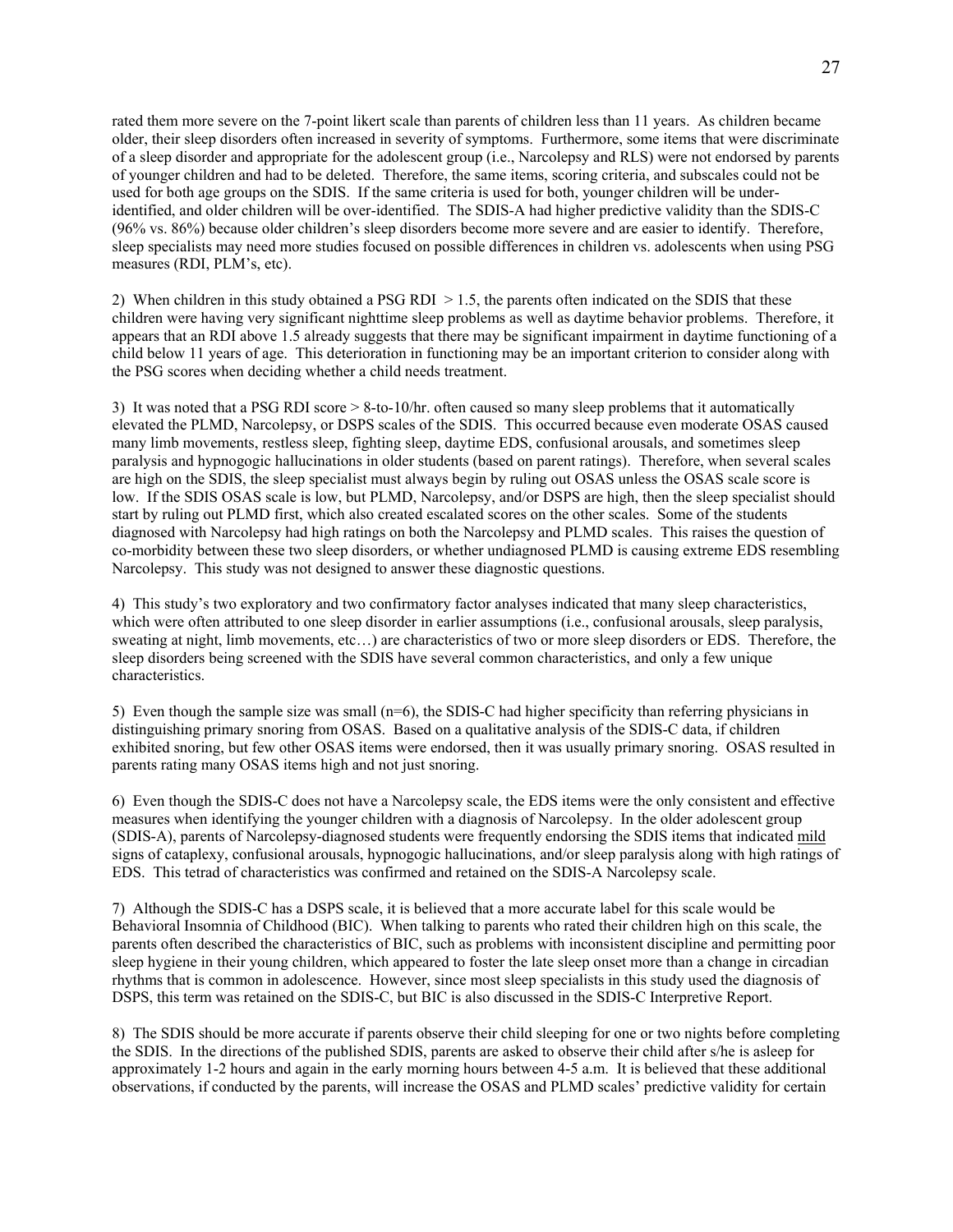rated them more severe on the 7-point likert scale than parents of children less than 11 years. As children became older, their sleep disorders often increased in severity of symptoms. Furthermore, some items that were discriminate of a sleep disorder and appropriate for the adolescent group (i.e., Narcolepsy and RLS) were not endorsed by parents of younger children and had to be deleted. Therefore, the same items, scoring criteria, and subscales could not be used for both age groups on the SDIS. If the same criteria is used for both, younger children will be under-identified, and older children will be over-identified. The SDIS-A had higher predictive validity than the SDIS-C (96% vs. 86%) because older children's sleep disorders become more severe and are easier to identify. Therefore, sleep specialists may need more studies focused on possible differences in children vs. adolescents when using PSG measures (RDI, PLM's, etc).

2) When children in this study obtained a PSG RDI > 1.5, the parents often indicated on the SDIS that these children were having very significant nighttime sleep problems as well as daytime behavior problems. Therefore, it appears that an RDI above 1.5 already suggests that there may be significant impairment in daytime functioning of a child below 11 years of age. This deterioration in functioning may be an important criterion to consider along with the PSG scores when deciding whether a child needs treatment.

3) It was noted that a PSG RDI score > 8-to-10/hr. often caused so many sleep problems that it automatically elevated the PLMD, Narcolepsy, or DSPS scales of the SDIS. This occurred because even moderate OSAS caused many limb movements, restless sleep, fighting sleep, daytime EDS, confusional arousals, and sometimes sleep paralysis and hypnogogic hallucinations in older students (based on parent ratings). Therefore, when several scales are high on the SDIS, the sleep specialist must always begin by ruling out OSAS unless the OSAS scale score is low. If the SDIS OSAS scale is low, but PLMD, Narcolepsy, and/or DSPS are high, then the sleep specialist should start by ruling out PLMD first, which also created escalated scores on the other scales. Some of the students diagnosed with Narcolepsy had high ratings on both the Narcolepsy and PLMD scales. This raises the question of co-morbidity between these two sleep disorders, or whether undiagnosed PLMD is causing extreme EDS resembling Narcolepsy. This study was not designed to answer these diagnostic questions.

4) This study's two exploratory and two confirmatory factor analyses indicated that many sleep characteristics, which were often attributed to one sleep disorder in earlier assumptions (i.e., confusional arousals, sleep paralysis, sweating at night, limb movements, etc…) are characteristics of two or more sleep disorders or EDS. Therefore, the sleep disorders being screened with the SDIS have several common characteristics, and only a few unique characteristics.

5) Even though the sample size was small (n=6), the SDIS-C had higher specificity than referring physicians in distinguishing primary snoring from OSAS. Based on a qualitative analysis of the SDIS-C data, if children exhibited snoring, but few other OSAS items were endorsed, then it was usually primary snoring. OSAS resulted in parents rating many OSAS items high and not just snoring.

6) Even though the SDIS-C does not have a Narcolepsy scale, the EDS items were the only consistent and effective measures when identifying the younger children with a diagnosis of Narcolepsy. In the older adolescent group (SDIS-A), parents of Narcolepsy-diagnosed students were frequently endorsing the SDIS items that indicated <u>mild</u> signs of cataplexy, confusional arousals, hypnogogic hallucinations, and/or sleep paralysis along with high ratings of EDS. This tetrad of characteristics was confirmed and retained on the SDIS-A Narcolepsy scale.

7) Although the SDIS-C has a DSPS scale, it is believed that a more accurate label for this scale would be Behavioral Insomnia of Childhood (BIC). When talking to parents who rated their children high on this scale, the parents often described the characteristics of BIC, such as problems with inconsistent discipline and permitting poor sleep hygiene in their young children, which appeared to foster the late sleep onset more than a change in circadian rhythms that is common in adolescence. However, since most sleep specialists in this study used the diagnosis of DSPS, this term was retained on the SDIS-C, but BIC is also discussed in the SDIS-C Interpretive Report.

8) The SDIS should be more accurate if parents observe their child sleeping for one or two nights before completing the SDIS. In the directions of the published SDIS, parents are asked to observe their child after s/he is asleep for approximately 1-2 hours and again in the early morning hours between 4-5 a.m. It is believed that these additional observations, if conducted by the parents, will increase the OSAS and PLMD scales' predictive validity for certain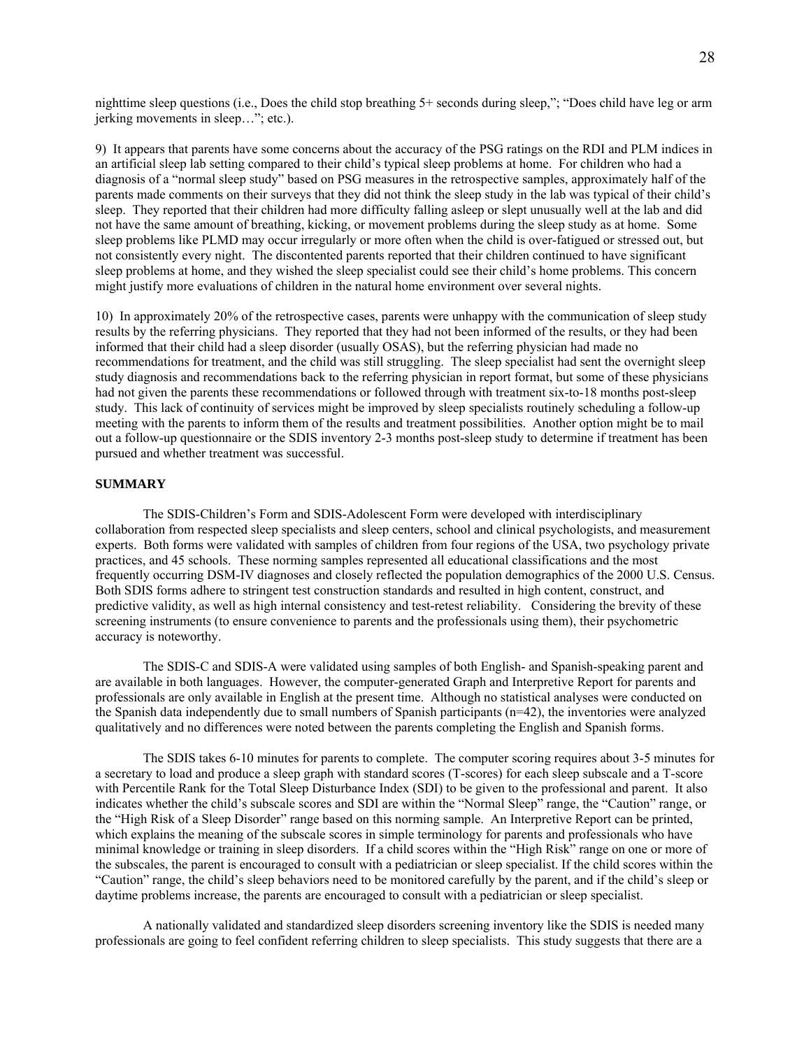nighttime sleep questions (i.e., Does the child stop breathing 5+ seconds during sleep,"; "Does child have leg or arm jerking movements in sleep…"; etc.).

9) It appears that parents have some concerns about the accuracy of the PSG ratings on the RDI and PLM indices in an artificial sleep lab setting compared to their child's typical sleep problems at home. For children who had a diagnosis of a "normal sleep study" based on PSG measures in the retrospective samples, approximately half of the parents made comments on their surveys that they did not think the sleep study in the lab was typical of their child's sleep. They reported that their children had more difficulty falling asleep or slept unusually well at the lab and did not have the same amount of breathing, kicking, or movement problems during the sleep study as at home. Some sleep problems like PLMD may occur irregularly or more often when the child is over-fatigued or stressed out, but not consistently every night. The discontented parents reported that their children continued to have significant sleep problems at home, and they wished the sleep specialist could see their child's home problems. This concern might justify more evaluations of children in the natural home environment over several nights.

10) In approximately 20% of the retrospective cases, parents were unhappy with the communication of sleep study results by the referring physicians. They reported that they had not been informed of the results, or they had been informed that their child had a sleep disorder (usually OSAS), but the referring physician had made no recommendations for treatment, and the child was still struggling. The sleep specialist had sent the overnight sleep study diagnosis and recommendations back to the referring physician in report format, but some of these physicians had not given the parents these recommendations or followed through with treatment six-to-18 months post-sleep study. This lack of continuity of services might be improved by sleep specialists routinely scheduling a follow-up meeting with the parents to inform them of the results and treatment possibilities. Another option might be to mail out a follow-up questionnaire or the SDIS inventory 2-3 months post-sleep study to determine if treatment has been pursued and whether treatment was successful.

**SUMMARY**

The SDIS-Children's Form and SDIS-Adolescent Form were developed with interdisciplinary collaboration from respected sleep specialists and sleep centers, school and clinical psychologists, and measurement experts. Both forms were validated with samples of children from four regions of the USA, two psychology private practices, and 45 schools. These norming samples represented all educational classifications and the most frequently occurring DSM-IV diagnoses and closely reflected the population demographics of the 2000 U.S. Census. Both SDIS forms adhere to stringent test construction standards and resulted in high content, construct, and predictive validity, as well as high internal consistency and test-retest reliability. Considering the brevity of these screening instruments (to ensure convenience to parents and the professionals using them), their psychometric accuracy is noteworthy.

The SDIS-C and SDIS-A were validated using samples of both English- and Spanish-speaking parent and are available in both languages. However, the computer-generated Graph and Interpretive Report for parents and professionals are only available in English at the present time. Although no statistical analyses were conducted on the Spanish data independently due to small numbers of Spanish participants (n=42), the inventories were analyzed qualitatively and no differences were noted between the parents completing the English and Spanish forms.

The SDIS takes 6-10 minutes for parents to complete. The computer scoring requires about 3-5 minutes for a secretary to load and produce a sleep graph with standard scores (T-scores) for each sleep subscale and a T-score with Percentile Rank for the Total Sleep Disturbance Index (SDI) to be given to the professional and parent. It also indicates whether the child's subscale scores and SDI are within the "Normal Sleep" range, the "Caution" range, or the "High Risk of a Sleep Disorder" range based on this norming sample. An Interpretive Report can be printed, which explains the meaning of the subscale scores in simple terminology for parents and professionals who have minimal knowledge or training in sleep disorders. If a child scores within the "High Risk" range on one or more of the subscales, the parent is encouraged to consult with a pediatrician or sleep specialist. If the child scores within the "Caution" range, the child's sleep behaviors need to be monitored carefully by the parent, and if the child's sleep or daytime problems increase, the parents are encouraged to consult with a pediatrician or sleep specialist.

A nationally validated and standardized sleep disorders screening inventory like the SDIS is needed many professionals are going to feel confident referring children to sleep specialists. This study suggests that there are a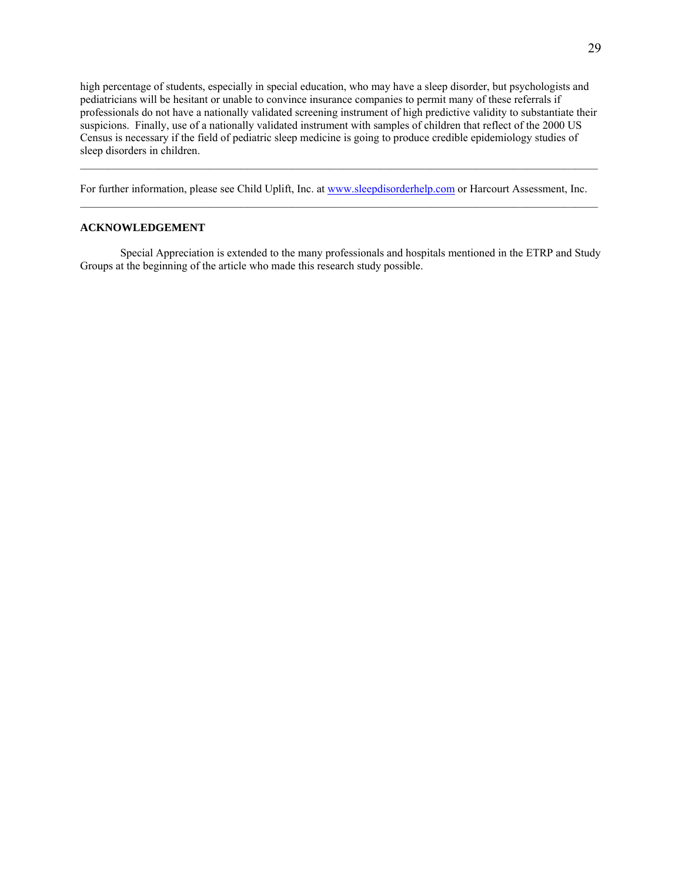high percentage of students, especially in special education, who may have a sleep disorder, but psychologists and pediatricians will be hesitant or unable to convince insurance companies to permit many of these referrals if professionals do not have a nationally validated screening instrument of high predictive validity to substantiate their suspicions. Finally, use of a nationally validated instrument with samples of children that reflect of the 2000 US Census is necessary if the field of pediatric sleep medicine is going to produce credible epidemiology studies of sleep disorders in children.

---

For further information, please see Child Uplift, Inc. at www.sleepdisorderhelp.com or Harcourt Assessment, Inc.

---

**ACKNOWLEDGEMENT**

Special Appreciation is extended to the many professionals and hospitals mentioned in the ETRP and Study Groups at the beginning of the article who made this research study possible.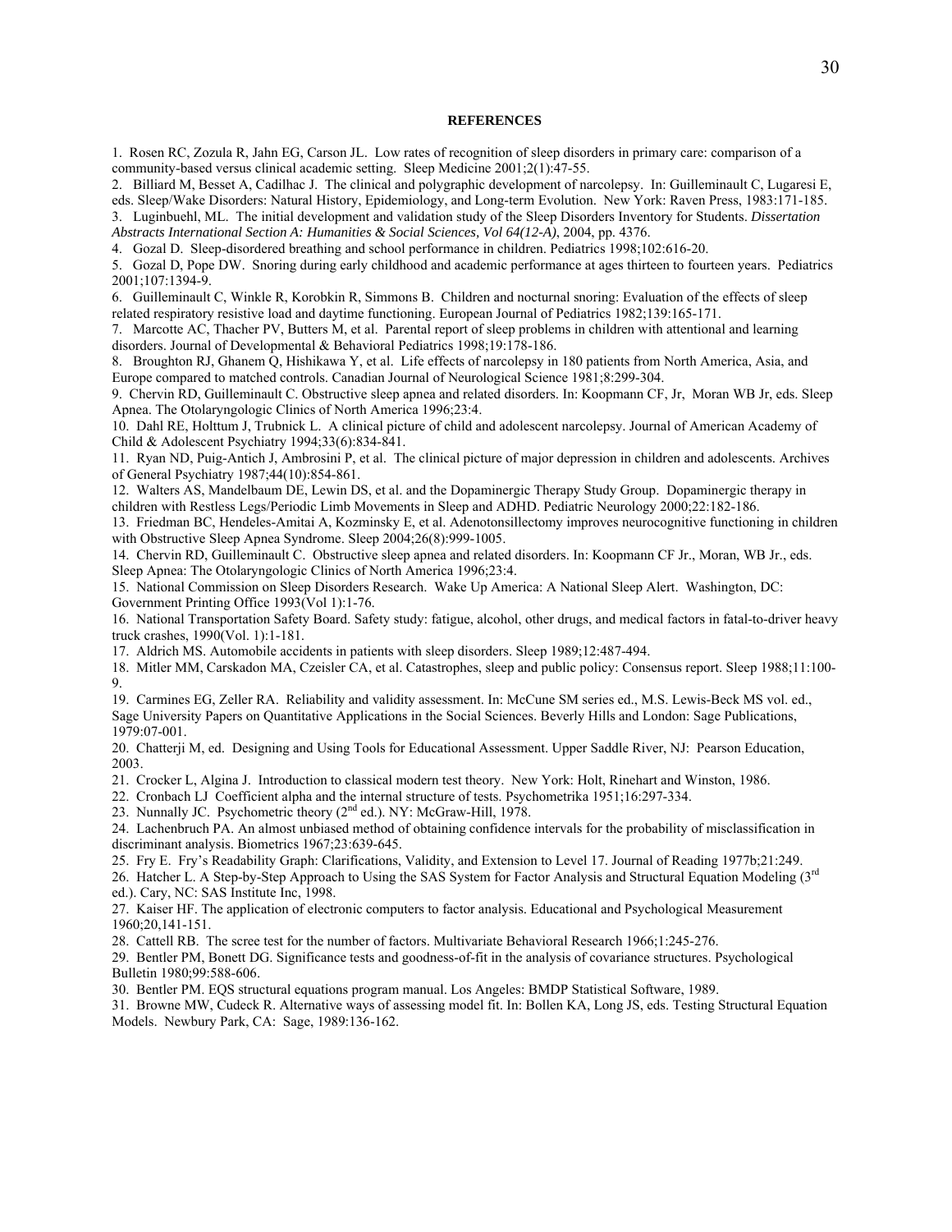**REFERENCES**

1. Rosen RC, Zozula R, Jahn EG, Carson JL. Low rates of recognition of sleep disorders in primary care: comparison of a community-based versus clinical academic setting. Sleep Medicine 2001;2(1):47-55.
2. Billiard M, Besset A, Cadilhac J. The clinical and polygraphic development of narcolepsy. In: Guilleminault C, Lugaresi E, eds. Sleep/Wake Disorders: Natural History, Epidemiology, and Long-term Evolution. New York: Raven Press, 1983:171-185.
3. Luginbuehl, ML. The initial development and validation study of the Sleep Disorders Inventory for Students. *Dissertation Abstracts International Section A: Humanities & Social Sciences, Vol 64(12-A)*, 2004, pp. 4376.
4. Gozal D. Sleep-disordered breathing and school performance in children. Pediatrics 1998;102:616-20.
5. Gozal D, Pope DW. Snoring during early childhood and academic performance at ages thirteen to fourteen years. Pediatrics 2001;107:1394-9.
6. Guilleminault C, Winkle R, Korobkin R, Simmons B. Children and nocturnal snoring: Evaluation of the effects of sleep related respiratory resistive load and daytime functioning. European Journal of Pediatrics 1982;139:165-171.
7. Marcotte AC, Thacher PV, Butters M, et al. Parental report of sleep problems in children with attentional and learning disorders. Journal of Developmental & Behavioral Pediatrics 1998;19:178-186.
8. Broughton RJ, Ghanem Q, Hishikawa Y, et al. Life effects of narcolepsy in 180 patients from North America, Asia, and Europe compared to matched controls. Canadian Journal of Neurological Science 1981;8:299-304.
9. Chervin RD, Guilleminault C. Obstructive sleep apnea and related disorders. In: Koopmann CF, Jr, Moran WB Jr, eds. Sleep Apnea. The Otolaryngologic Clinics of North America 1996;23:4.
10. Dahl RE, Holttum J, Trubnick L. A clinical picture of child and adolescent narcolepsy. Journal of American Academy of Child & Adolescent Psychiatry 1994;33(6):834-841.
11. Ryan ND, Puig-Antich J, Ambrosini P, et al. The clinical picture of major depression in children and adolescents. Archives of General Psychiatry 1987;44(10):854-861.
12. Walters AS, Mandelbaum DE, Lewin DS, et al. and the Dopaminergic Therapy Study Group. Dopaminergic therapy in children with Restless Legs/Periodic Limb Movements in Sleep and ADHD. Pediatric Neurology 2000;22:182-186.
13. Friedman BC, Hendeles-Amitai A, Kozminsky E, et al. Adenotonsillectomy improves neurocognitive functioning in children with Obstructive Sleep Apnea Syndrome. Sleep 2004;26(8):999-1005.
14. Chervin RD, Guilleminault C. Obstructive sleep apnea and related disorders. In: Koopmann CF Jr., Moran, WB Jr., eds. Sleep Apnea: The Otolaryngologic Clinics of North America 1996;23:4.
15. National Commission on Sleep Disorders Research. Wake Up America: A National Sleep Alert. Washington, DC: Government Printing Office 1993(Vol 1):1-76.
16. National Transportation Safety Board. Safety study: fatigue, alcohol, other drugs, and medical factors in fatal-to-driver heavy truck crashes, 1990(Vol. 1):1-181.
17. Aldrich MS. Automobile accidents in patients with sleep disorders. Sleep 1989;12:487-494.
18. Mitler MM, Carskadon MA, Czeisler CA, et al. Catastrophes, sleep and public policy: Consensus report. Sleep 1988;11:100-9.
19. Carmines EG, Zeller RA. Reliability and validity assessment. In: McCune SM series ed., M.S. Lewis-Beck MS vol. ed., Sage University Papers on Quantitative Applications in the Social Sciences. Beverly Hills and London: Sage Publications, 1979:07-001.
20. Chatterji M, ed. Designing and Using Tools for Educational Assessment. Upper Saddle River, NJ: Pearson Education, 2003.
21. Crocker L, Algina J. Introduction to classical modern test theory. New York: Holt, Rinehart and Winston, 1986.
22. Cronbach LJ Coefficient alpha and the internal structure of tests. Psychometrika 1951;16:297-334.
23. Nunnally JC. Psychometric theory (2nd ed.). NY: McGraw-Hill, 1978.
24. Lachenbruch PA. An almost unbiased method of obtaining confidence intervals for the probability of misclassification in discriminant analysis. Biometrics 1967;23:639-645.
25. Fry E. Fry's Readability Graph: Clarifications, Validity, and Extension to Level 17. Journal of Reading 1977b;21:249.
26. Hatcher L. A Step-by-Step Approach to Using the SAS System for Factor Analysis and Structural Equation Modeling (3rd ed.). Cary, NC: SAS Institute Inc, 1998.
27. Kaiser HF. The application of electronic computers to factor analysis. Educational and Psychological Measurement 1960;20,141-151.
28. Cattell RB. The scree test for the number of factors. Multivariate Behavioral Research 1966;1:245-276.
29. Bentler PM, Bonett DG. Significance tests and goodness-of-fit in the analysis of covariance structures. Psychological Bulletin 1980;99:588-606.
30. Bentler PM. EQS structural equations program manual. Los Angeles: BMDP Statistical Software, 1989.
31. Browne MW, Cudeck R. Alternative ways of assessing model fit. In: Bollen KA, Long JS, eds. Testing Structural Equation Models. Newbury Park, CA: Sage, 1989:136-162.